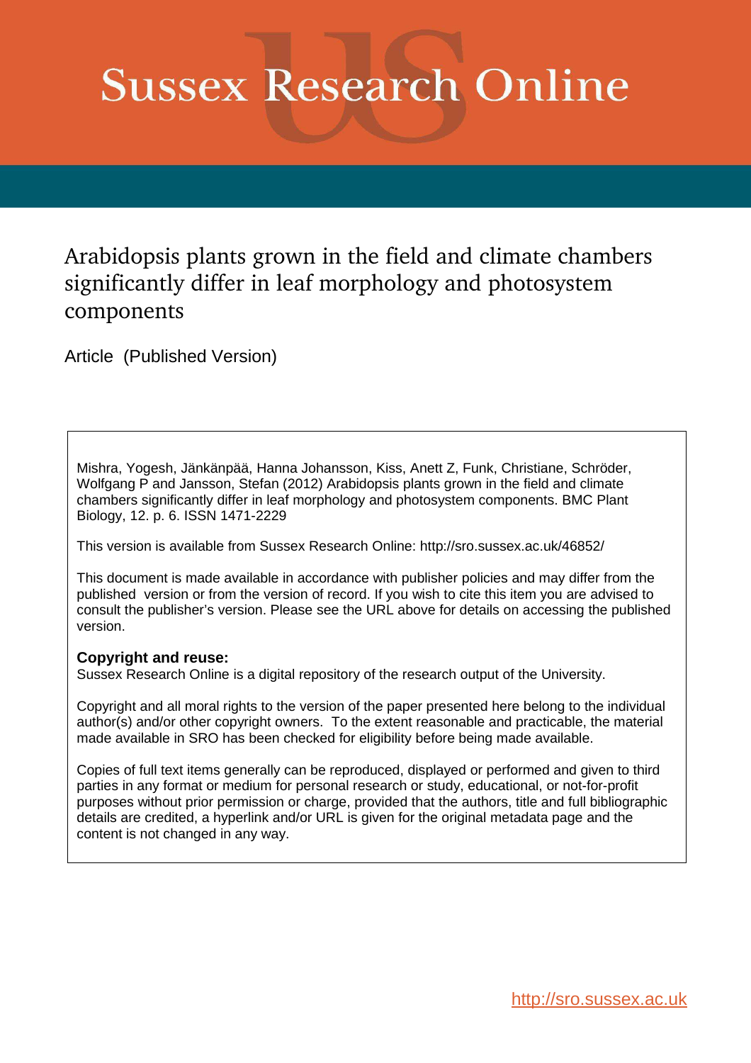# Sussex Research Online

## Arabidopsis plants grown in the field and climate chambers significantly differ in leaf morphology and photosystem components

Article (Published Version)

Mishra, Yogesh, Jänkänpää, Hanna Johansson, Kiss, Anett Z, Funk, Christiane, Schröder, Wolfgang P and Jansson, Stefan (2012) Arabidopsis plants grown in the field and climate chambers significantly differ in leaf morphology and photosystem components. BMC Plant Biology, 12. p. 6. ISSN 1471-2229

This version is available from Sussex Research Online: http://sro.sussex.ac.uk/46852/

This document is made available in accordance with publisher policies and may differ from the published version or from the version of record. If you wish to cite this item you are advised to consult the publisher's version. Please see the URL above for details on accessing the published version.

**Copyright and reuse:**
Sussex Research Online is a digital repository of the research output of the University.

Copyright and all moral rights to the version of the paper presented here belong to the individual author(s) and/or other copyright owners. To the extent reasonable and practicable, the material made available in SRO has been checked for eligibility before being made available.

Copies of full text items generally can be reproduced, displayed or performed and given to third parties in any format or medium for personal research or study, educational, or not-for-profit purposes without prior permission or charge, provided that the authors, title and full bibliographic details are credited, a hyperlink and/or URL is given for the original metadata page and the content is not changed in any way.

http://sro.sussex.ac.uk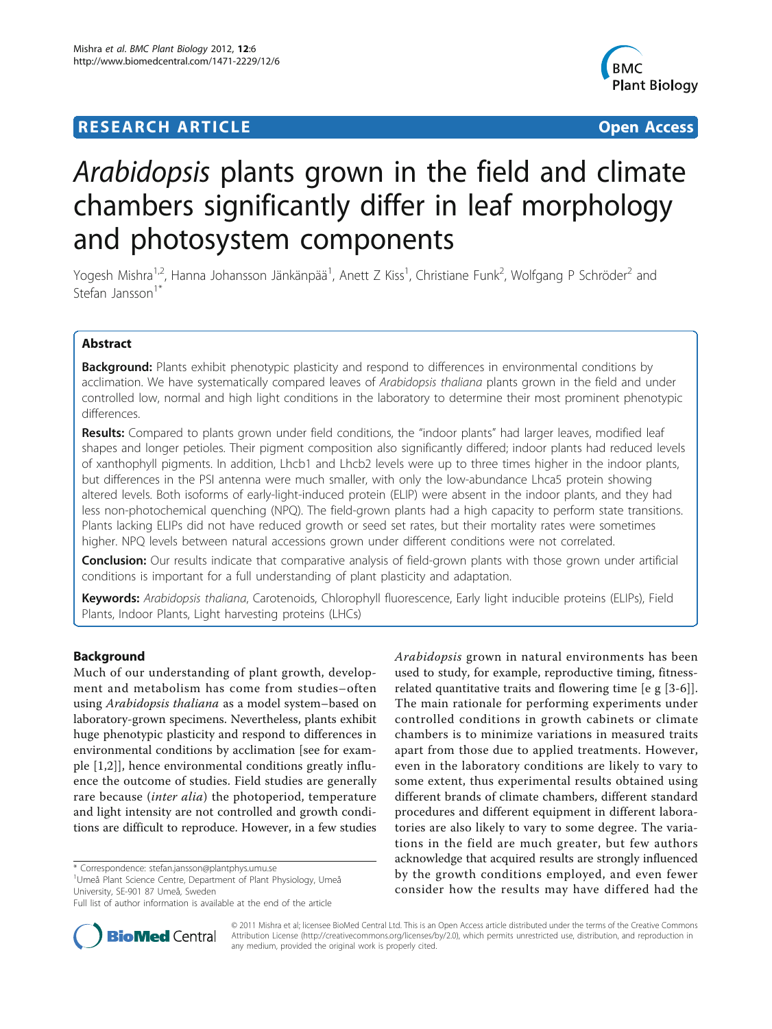# *Arabidopsis* plants grown in the field and climate chambers significantly differ in leaf morphology and photosystem components

Yogesh Mishra[1,2], Hanna Johansson Jänkänpää[1], Anett Z Kiss[1], Christiane Funk[2], Wolfgang P Schröder[2] and Stefan Jansson[1*]

## Abstract

**Background:** Plants exhibit phenotypic plasticity and respond to differences in environmental conditions by acclimation. We have systematically compared leaves of *Arabidopsis thaliana* plants grown in the field and under controlled low, normal and high light conditions in the laboratory to determine their most prominent phenotypic differences.

**Results:** Compared to plants grown under field conditions, the "indoor plants" had larger leaves, modified leaf shapes and longer petioles. Their pigment composition also significantly differed; indoor plants had reduced levels of xanthophyll pigments. In addition, Lhcb1 and Lhcb2 levels were up to three times higher in the indoor plants, but differences in the PSI antenna were much smaller, with only the low-abundance Lhca5 protein showing altered levels. Both isoforms of early-light-induced protein (ELIP) were absent in the indoor plants, and they had less non-photochemical quenching (NPQ). The field-grown plants had a high capacity to perform state transitions. Plants lacking ELIPs did not have reduced growth or seed set rates, but their mortality rates were sometimes higher. NPQ levels between natural accessions grown under different conditions were not correlated.

**Conclusion:** Our results indicate that comparative analysis of field-grown plants with those grown under artificial conditions is important for a full understanding of plant plasticity and adaptation.

**Keywords:** *Arabidopsis thaliana*, Carotenoids, Chlorophyll fluorescence, Early light inducible proteins (ELIPs), Field Plants, Indoor Plants, Light harvesting proteins (LHCs)

## Background

Much of our understanding of plant growth, development and metabolism has come from studies–often using *Arabidopsis thaliana* as a model system–based on laboratory-grown specimens. Nevertheless, plants exhibit huge phenotypic plasticity and respond to differences in environmental conditions by acclimation [see for example [1,2]], hence environmental conditions greatly influence the outcome of studies. Field studies are generally rare because (*inter alia*) the photoperiod, temperature and light intensity are not controlled and growth conditions are difficult to reproduce. However, in a few studies *Arabidopsis* grown in natural environments has been used to study, for example, reproductive timing, fitness-related quantitative traits and flowering time [e g [3-6]]. The main rationale for performing experiments under controlled conditions in growth cabinets or climate chambers is to minimize variations in measured traits apart from those due to applied treatments. However, even in the laboratory conditions are likely to vary to some extent, thus experimental results obtained using different brands of climate chambers, different standard procedures and different equipment in different laboratories are also likely to vary to some degree. The variations in the field are much greater, but few authors acknowledge that acquired results are strongly influenced by the growth conditions employed, and even fewer consider how the results may have differed had the

\* Correspondence: stefan.jansson@plantphys.umu.se
[1]Umeå Plant Science Centre, Department of Plant Physiology, Umeå University, SE-901 87 Umeå, Sweden
Full list of author information is available at the end of the article

© 2011 Mishra et al; licensee BioMed Central Ltd. This is an Open Access article distributed under the terms of the Creative Commons Attribution License (http://creativecommons.org/licenses/by/2.0), which permits unrestricted use, distribution, and reproduction in any medium, provided the original work is properly cited.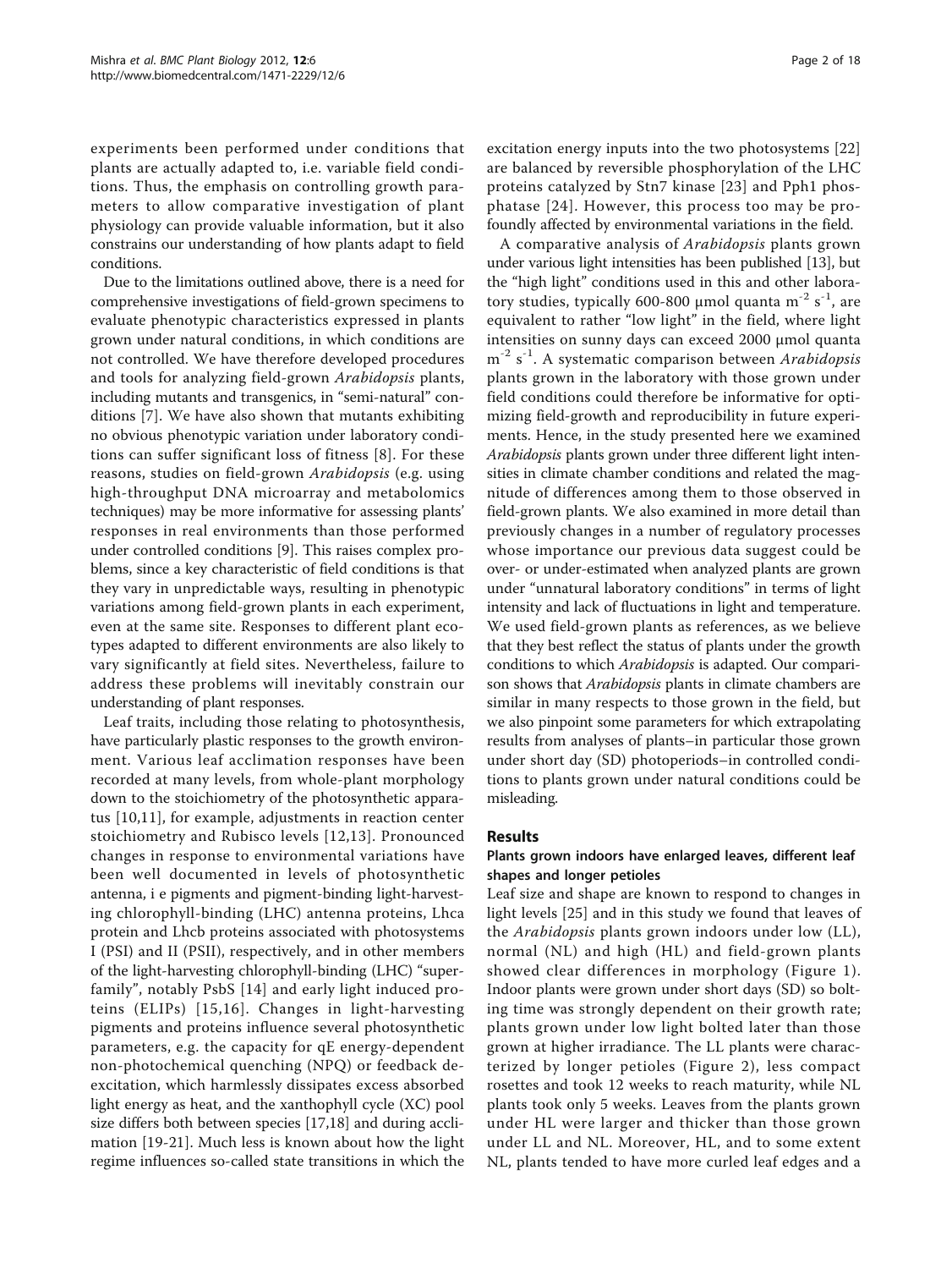experiments been performed under conditions that plants are actually adapted to, i.e. variable field conditions. Thus, the emphasis on controlling growth parameters to allow comparative investigation of plant physiology can provide valuable information, but it also constrains our understanding of how plants adapt to field conditions.

Due to the limitations outlined above, there is a need for comprehensive investigations of field-grown specimens to evaluate phenotypic characteristics expressed in plants grown under natural conditions, in which conditions are not controlled. We have therefore developed procedures and tools for analyzing field-grown *Arabidopsis* plants, including mutants and transgenics, in "semi-natural" conditions [7]. We have also shown that mutants exhibiting no obvious phenotypic variation under laboratory conditions can suffer significant loss of fitness [8]. For these reasons, studies on field-grown *Arabidopsis* (e.g. using high-throughput DNA microarray and metabolomics techniques) may be more informative for assessing plants' responses in real environments than those performed under controlled conditions [9]. This raises complex problems, since a key characteristic of field conditions is that they vary in unpredictable ways, resulting in phenotypic variations among field-grown plants in each experiment, even at the same site. Responses to different plant ecotypes adapted to different environments are also likely to vary significantly at field sites. Nevertheless, failure to address these problems will inevitably constrain our understanding of plant responses.

Leaf traits, including those relating to photosynthesis, have particularly plastic responses to the growth environment. Various leaf acclimation responses have been recorded at many levels, from whole-plant morphology down to the stoichiometry of the photosynthetic apparatus [10,11], for example, adjustments in reaction center stoichiometry and Rubisco levels [12,13]. Pronounced changes in response to environmental variations have been well documented in levels of photosynthetic antenna, i e pigments and pigment-binding light-harvesting chlorophyll-binding (LHC) antenna proteins, Lhca protein and Lhcb proteins associated with photosystems I (PSI) and II (PSII), respectively, and in other members of the light-harvesting chlorophyll-binding (LHC) "superfamily", notably PsbS [14] and early light induced proteins (ELIPs) [15,16]. Changes in light-harvesting pigments and proteins influence several photosynthetic parameters, e.g. the capacity for qE energy-dependent non-photochemical quenching (NPQ) or feedback de-excitation, which harmlessly dissipates excess absorbed light energy as heat, and the xanthophyll cycle (XC) pool size differs both between species [17,18] and during acclimation [19-21]. Much less is known about how the light regime influences so-called state transitions in which the excitation energy inputs into the two photosystems [22] are balanced by reversible phosphorylation of the LHC proteins catalyzed by Stn7 kinase [23] and Pph1 phosphatase [24]. However, this process too may be profoundly affected by environmental variations in the field.

A comparative analysis of *Arabidopsis* plants grown under various light intensities has been published [13], but the "high light" conditions used in this and other laboratory studies, typically 600-800 μmol quanta $m^{-2}$ $s^{-1}$, are equivalent to rather "low light" in the field, where light intensities on sunny days can exceed 2000 μmol quanta $m^{-2}$ $s^{-1}$. A systematic comparison between *Arabidopsis* plants grown in the laboratory with those grown under field conditions could therefore be informative for optimizing field-growth and reproducibility in future experiments. Hence, in the study presented here we examined *Arabidopsis* plants grown under three different light intensities in climate chamber conditions and related the magnitude of differences among them to those observed in field-grown plants. We also examined in more detail than previously changes in a number of regulatory processes whose importance our previous data suggest could be over- or under-estimated when analyzed plants are grown under "unnatural laboratory conditions" in terms of light intensity and lack of fluctuations in light and temperature. We used field-grown plants as references, as we believe that they best reflect the status of plants under the growth conditions to which *Arabidopsis* is adapted. Our comparison shows that *Arabidopsis* plants in climate chambers are similar in many respects to those grown in the field, but we also pinpoint some parameters for which extrapolating results from analyses of plants–in particular those grown under short day (SD) photoperiods–in controlled conditions to plants grown under natural conditions could be misleading.

## Results

### Plants grown indoors have enlarged leaves, different leaf shapes and longer petioles

Leaf size and shape are known to respond to changes in light levels [25] and in this study we found that leaves of the *Arabidopsis* plants grown indoors under low (LL), normal (NL) and high (HL) and field-grown plants showed clear differences in morphology (Figure 1). Indoor plants were grown under short days (SD) so bolting time was strongly dependent on their growth rate; plants grown under low light bolted later than those grown at higher irradiance. The LL plants were characterized by longer petioles (Figure 2), less compact rosettes and took 12 weeks to reach maturity, while NL plants took only 5 weeks. Leaves from the plants grown under HL were larger and thicker than those grown under LL and NL. Moreover, HL, and to some extent NL, plants tended to have more curled leaf edges and a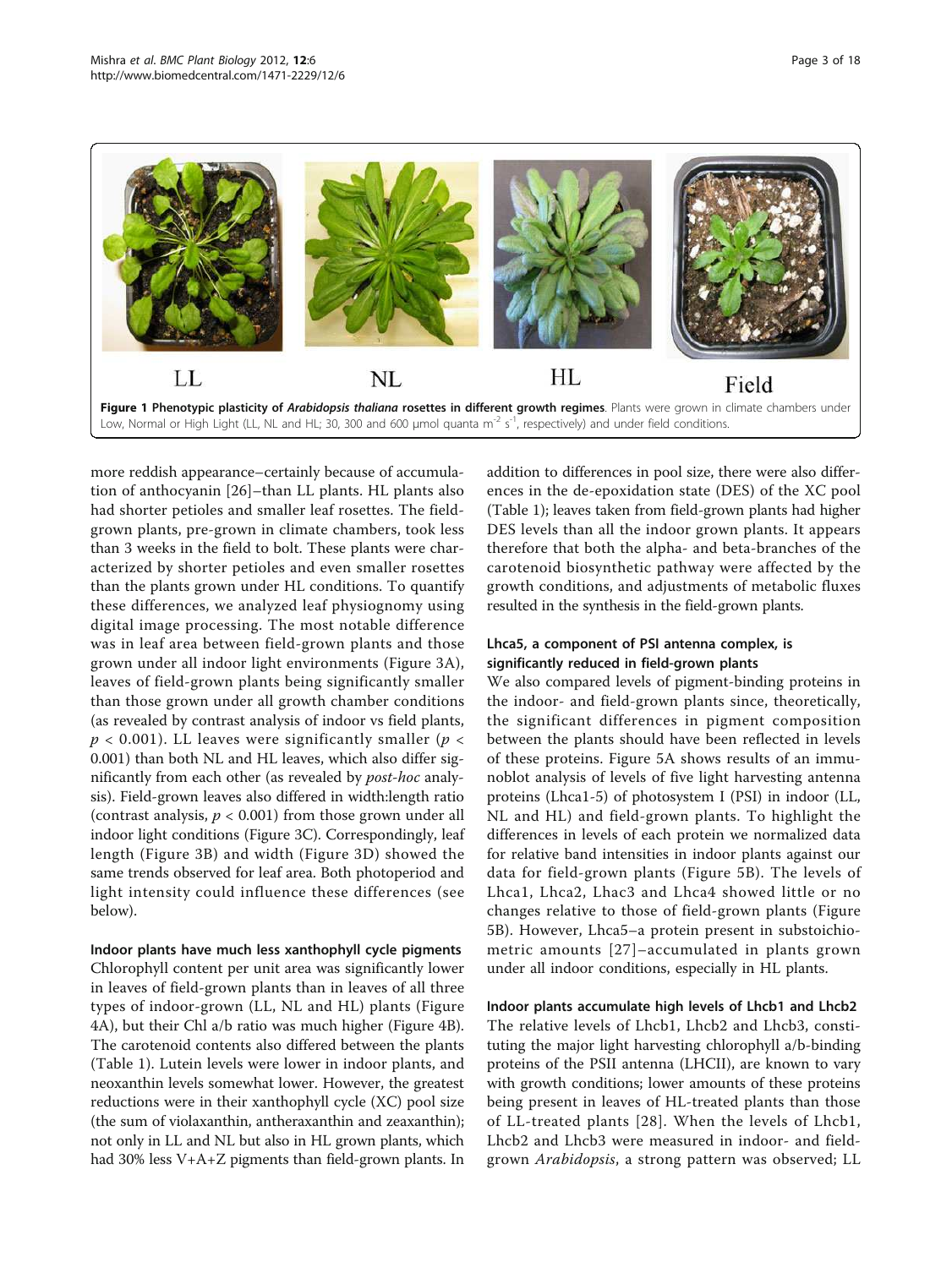LL NL HL Field

**Figure 1 Phenotypic plasticity of *Arabidopsis thaliana* rosettes in different growth regimes**. Plants were grown in climate chambers under Low, Normal or High Light (LL, NL and HL; 30, 300 and 600 μmol quanta $m^{-2}$ $s^{-1}$, respectively) and under field conditions.

more reddish appearance–certainly because of accumulation of anthocyanin [26]–than LL plants. HL plants also had shorter petioles and smaller leaf rosettes. The field-grown plants, pre-grown in climate chambers, took less than 3 weeks in the field to bolt. These plants were characterized by shorter petioles and even smaller rosettes than the plants grown under HL conditions. To quantify these differences, we analyzed leaf physiognomy using digital image processing. The most notable difference was in leaf area between field-grown plants and those grown under all indoor light environments (Figure 3A), leaves of field-grown plants being significantly smaller than those grown under all growth chamber conditions (as revealed by contrast analysis of indoor vs field plants, $p < 0.001$). LL leaves were significantly smaller ($p < 0.001$) than both NL and HL leaves, which also differ significantly from each other (as revealed by *post-hoc* analysis). Field-grown leaves also differed in width:length ratio (contrast analysis, $p < 0.001$) from those grown under all indoor light conditions (Figure 3C). Correspondingly, leaf length (Figure 3B) and width (Figure 3D) showed the same trends observed for leaf area. Both photoperiod and light intensity could influence these differences (see below).

### Indoor plants have much less xanthophyll cycle pigments

Chlorophyll content per unit area was significantly lower in leaves of field-grown plants than in leaves of all three types of indoor-grown (LL, NL and HL) plants (Figure 4A), but their Chl a/b ratio was much higher (Figure 4B). The carotenoid contents also differed between the plants (Table 1). Lutein levels were lower in indoor plants, and neoxanthin levels somewhat lower. However, the greatest reductions were in their xanthophyll cycle (XC) pool size (the sum of violaxanthin, antheraxanthin and zeaxanthin); not only in LL and NL but also in HL grown plants, which had 30% less V+A+Z pigments than field-grown plants. In addition to differences in pool size, there were also differences in the de-epoxidation state (DES) of the XC pool (Table 1); leaves taken from field-grown plants had higher DES levels than all the indoor grown plants. It appears therefore that both the alpha- and beta-branches of the carotenoid biosynthetic pathway were affected by the growth conditions, and adjustments of metabolic fluxes resulted in the synthesis in the field-grown plants.

### Lhca5, a component of PSI antenna complex, is significantly reduced in field-grown plants

We also compared levels of pigment-binding proteins in the indoor- and field-grown plants since, theoretically, the significant differences in pigment composition between the plants should have been reflected in levels of these proteins. Figure 5A shows results of an immunoblot analysis of levels of five light harvesting antenna proteins (Lhca1-5) of photosystem I (PSI) in indoor (LL, NL and HL) and field-grown plants. To highlight the differences in levels of each protein we normalized data for relative band intensities in indoor plants against our data for field-grown plants (Figure 5B). The levels of Lhca1, Lhca2, Lhac3 and Lhca4 showed little or no changes relative to those of field-grown plants (Figure 5B). However, Lhca5–a protein present in substoichiometric amounts [27]–accumulated in plants grown under all indoor conditions, especially in HL plants.

### Indoor plants accumulate high levels of Lhcb1 and Lhcb2

The relative levels of Lhcb1, Lhcb2 and Lhcb3, constituting the major light harvesting chlorophyll a/b-binding proteins of the PSII antenna (LHCII), are known to vary with growth conditions; lower amounts of these proteins being present in leaves of HL-treated plants than those of LL-treated plants [28]. When the levels of Lhcb1, Lhcb2 and Lhcb3 were measured in indoor- and field-grown *Arabidopsis*, a strong pattern was observed; LL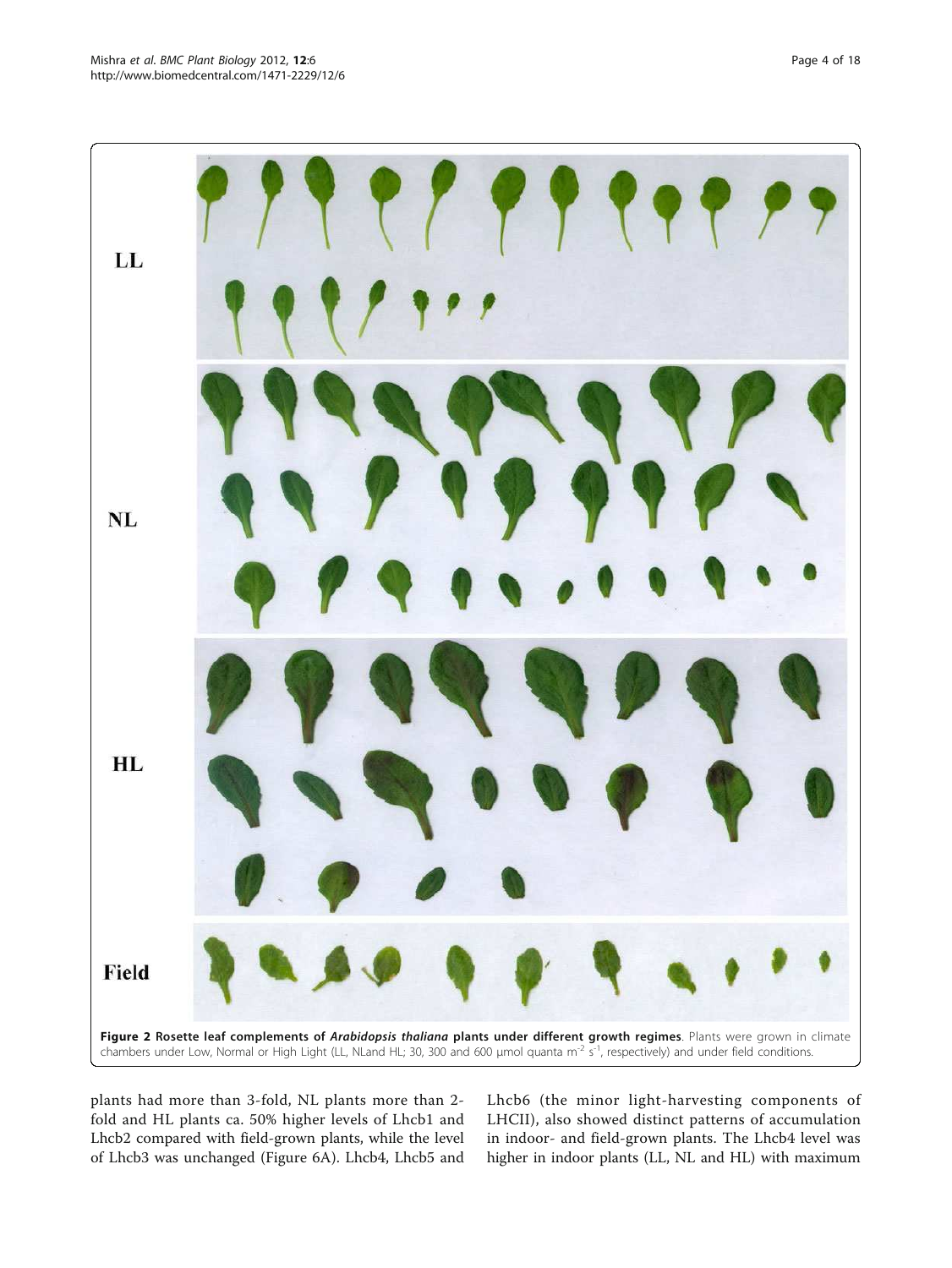**Figure 2 Rosette leaf complements of *Arabidopsis thaliana* plants under different growth regimes**. Plants were grown in climate chambers under Low, Normal or High Light (LL, NLand HL; 30, 300 and 600 μmol quanta $m^{-2}$ $s^{-1}$, respectively) and under field conditions.

plants had more than 3-fold, NL plants more than 2-fold and HL plants ca. 50% higher levels of Lhcb1 and Lhcb2 compared with field-grown plants, while the level of Lhcb3 was unchanged (Figure 6A). Lhcb4, Lhcb5 and Lhcb6 (the minor light-harvesting components of LHCII), also showed distinct patterns of accumulation in indoor- and field-grown plants. The Lhcb4 level was higher in indoor plants (LL, NL and HL) with maximum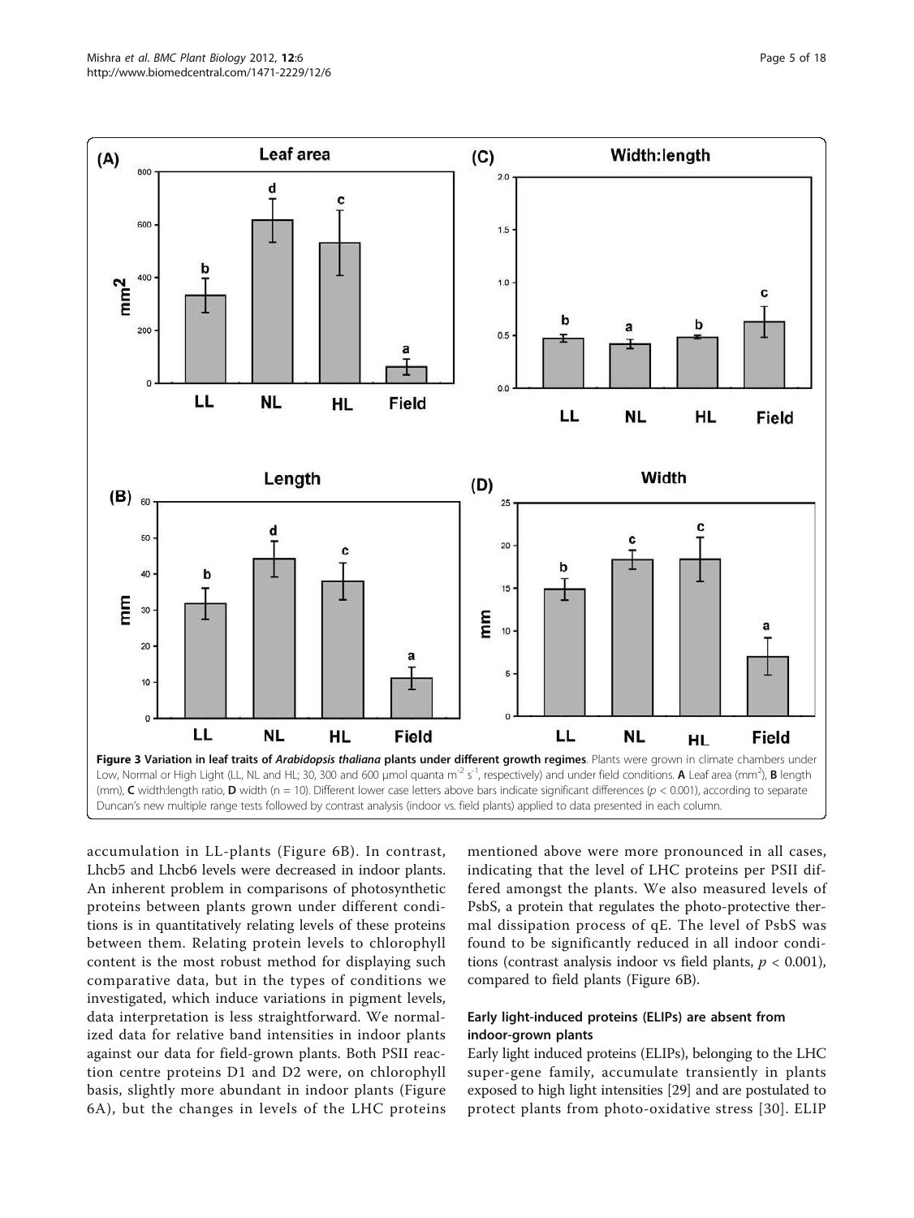**Figure 3 Variation in leaf traits of *Arabidopsis thaliana* plants under different growth regimes**. Plants were grown in climate chambers under Low, Normal or High Light (LL, NL and HL; 30, 300 and 600 µmol quanta $m^{-2}$ $s^{-1}$, respectively) and under field conditions. **A** Leaf area ($mm^2$), **B** length (mm), **C** width:length ratio, **D** width (n = 10). Different lower case letters above bars indicate significant differences ($p < 0.001$), according to separate Duncan's new multiple range tests followed by contrast analysis (indoor vs. field plants) applied to data presented in each column.

accumulation in LL-plants (Figure 6B). In contrast, Lhcb5 and Lhcb6 levels were decreased in indoor plants. An inherent problem in comparisons of photosynthetic proteins between plants grown under different conditions is in quantitatively relating levels of these proteins between them. Relating protein levels to chlorophyll content is the most robust method for displaying such comparative data, but in the types of conditions we investigated, which induce variations in pigment levels, data interpretation is less straightforward. We normalized data for relative band intensities in indoor plants against our data for field-grown plants. Both PSII reaction centre proteins D1 and D2 were, on chlorophyll basis, slightly more abundant in indoor plants (Figure 6A), but the changes in levels of the LHC proteins mentioned above were more pronounced in all cases, indicating that the level of LHC proteins per PSII differed amongst the plants. We also measured levels of PsbS, a protein that regulates the photo-protective thermal dissipation process of qE. The level of PsbS was found to be significantly reduced in all indoor conditions (contrast analysis indoor vs field plants, $p < 0.001$), compared to field plants (Figure 6B).

### Early light-induced proteins (ELIPs) are absent from indoor-grown plants

Early light induced proteins (ELIPs), belonging to the LHC super-gene family, accumulate transiently in plants exposed to high light intensities [29] and are postulated to protect plants from photo-oxidative stress [30]. ELIP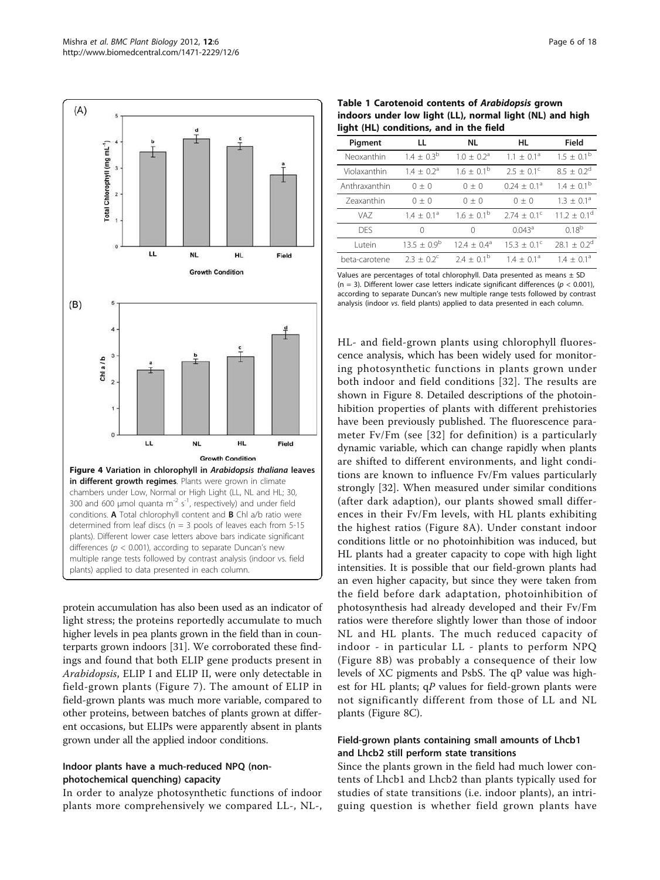Figure 4 Variation in chlorophyll in *Arabidopsis thaliana* leaves in different growth regimes. Plants were grown in climate chambers under Low, Normal or High Light (LL, NL and HL; 30, 300 and 600 μmol quanta $m^{-2}$ $s^{-1}$, respectively) and under field conditions. **A** Total chlorophyll content and **B** Chl a/b ratio were determined from leaf discs (n = 3 pools of leaves each from 5-15 plants). Different lower case letters above bars indicate significant differences ($p < 0.001$), according to separate Duncan's new multiple range tests followed by contrast analysis (indoor vs. field plants) applied to data presented in each column.

protein accumulation has also been used as an indicator of light stress; the proteins reportedly accumulate to much higher levels in pea plants grown in the field than in counterparts grown indoors [31]. We corroborated these findings and found that both ELIP gene products present in *Arabidopsis*, ELIP I and ELIP II, were only detectable in field-grown plants (Figure 7). The amount of ELIP in field-grown plants was much more variable, compared to other proteins, between batches of plants grown at different occasions, but ELIPs were apparently absent in plants grown under all the applied indoor conditions.

### Indoor plants have a much-reduced NPQ (non-photochemical quenching) capacity

In order to analyze photosynthetic functions of indoor plants more comprehensively we compared LL-, NL-, HL- and field-grown plants using chlorophyll fluorescence analysis, which has been widely used for monitoring photosynthetic functions in plants grown under both indoor and field conditions [32]. The results are shown in Figure 8. Detailed descriptions of the photoinhibition properties of plants with different prehistories have been previously published. The fluorescence parameter Fv/Fm (see [32] for definition) is a particularly dynamic variable, which can change rapidly when plants are shifted to different environments, and light conditions are known to influence Fv/Fm values particularly strongly [32]. When measured under similar conditions (after dark adaption), our plants showed small differences in their Fv/Fm levels, with HL plants exhibiting the highest ratios (Figure 8A). Under constant indoor conditions little or no photoinhibition was induced, but HL plants had a greater capacity to cope with high light intensities. It is possible that our field-grown plants had an even higher capacity, but since they were taken from the field before dark adaptation, photoinhibition of photosynthesis had already developed and their Fv/Fm ratios were therefore slightly lower than those of indoor NL and HL plants. The much reduced capacity of indoor - in particular LL - plants to perform NPQ (Figure 8B) was probably a consequence of their low levels of XC pigments and PsbS. The qP value was highest for HL plants; *qP* values for field-grown plants were not significantly different from those of LL and NL plants (Figure 8C).

**Table 1 Carotenoid contents of *Arabidopsis* grown indoors under low light (LL), normal light (NL) and high light (HL) conditions, and in the field**

| Pigment | LL | NL | HL | Field |
|---|---|---|---|---|
| Neoxanthin | $1.4 \pm 0.3^{b}$ | $1.0 \pm 0.2^{a}$ | $1.1 \pm 0.1^{a}$ | $1.5 \pm 0.1^{b}$ |
| Violaxanthin | $1.4 \pm 0.2^{a}$ | $1.6 \pm 0.1^{b}$ | $2.5 \pm 0.1^{c}$ | $8.5 \pm 0.2^{d}$ |
| Anthraxanthin | $0 \pm 0$ | $0 \pm 0$ | $0.24 \pm 0.1^{a}$ | $1.4 \pm 0.1^{b}$ |
| Zeaxanthin | $0 \pm 0$ | $0 \pm 0$ | $0 \pm 0$ | $1.3 \pm 0.1^{a}$ |
| VAZ | $1.4 \pm 0.1^{a}$ | $1.6 \pm 0.1^{b}$ | $2.74 \pm 0.1^{c}$ | $11.2 \pm 0.1^{d}$ |
| DES | 0 | 0 | $0.043^{a}$ | $0.18^{b}$ |
| Lutein | $13.5 \pm 0.9^{b}$ | $12.4 \pm 0.4^{a}$ | $15.3 \pm 0.1^{c}$ | $28.1 \pm 0.2^{d}$ |
| beta-carotene | $2.3 \pm 0.2^{c}$ | $2.4 \pm 0.1^{b}$ | $1.4 \pm 0.1^{a}$ | $1.4 \pm 0.1^{a}$ |

Values are percentages of total chlorophyll. Data presented as means ± SD (n = 3). Different lower case letters indicate significant differences ($p < 0.001$), according to separate Duncan's new multiple range tests followed by contrast analysis (indoor *vs.* field plants) applied to data presented in each column.

### Field-grown plants containing small amounts of Lhcb1 and Lhcb2 still perform state transitions

Since the plants grown in the field had much lower contents of Lhcb1 and Lhcb2 than plants typically used for studies of state transitions (i.e. indoor plants), an intriguing question is whether field grown plants have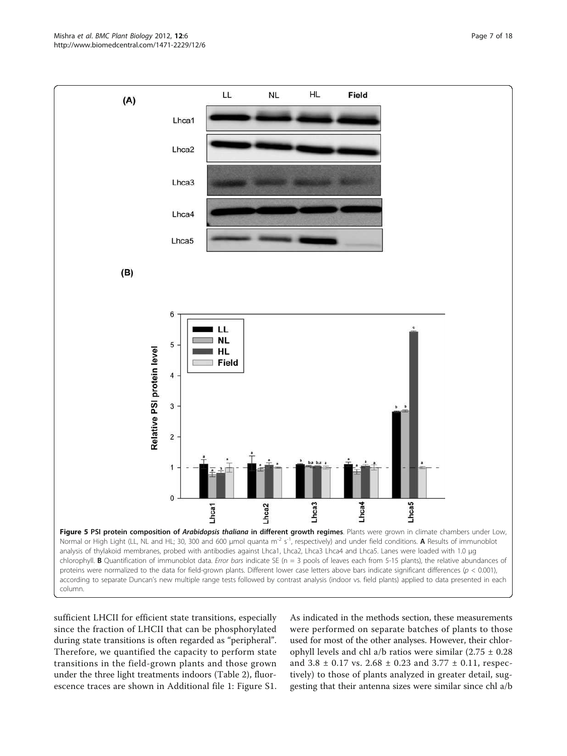**Figure 5 PSI protein composition of *Arabidopsis thaliana* in different growth regimes**. Plants were grown in climate chambers under Low, Normal or High Light (LL, NL and HL; 30, 300 and 600 μmol quanta $m^{-2}$ $s^{-1}$, respectively) and under field conditions. **A** Results of immunoblot analysis of thylakoid membranes, probed with antibodies against Lhca1, Lhca2, Lhca3 Lhca4 and Lhca5. Lanes were loaded with 1.0 μg chlorophyll. **B** Quantification of immunoblot data. *Error bars* indicate SE (n = 3 pools of leaves each from 5-15 plants), the relative abundances of proteins were normalized to the data for field-grown plants. Different lower case letters above bars indicate significant differences ($p < 0.001$), according to separate Duncan's new multiple range tests followed by contrast analysis (indoor vs. field plants) applied to data presented in each column.

sufficient LHCII for efficient state transitions, especially since the fraction of LHCII that can be phosphorylated during state transitions is often regarded as "peripheral". Therefore, we quantified the capacity to perform state transitions in the field-grown plants and those grown under the three light treatments indoors (Table 2), fluorescence traces are shown in Additional file 1: Figure S1. As indicated in the methods section, these measurements were performed on separate batches of plants to those used for most of the other analyses. However, their chlorophyll levels and chl a/b ratios were similar (2.75 ± 0.28 and 3.8 ± 0.17 vs. 2.68 ± 0.23 and 3.77 ± 0.11, respectively) to those of plants analyzed in greater detail, suggesting that their antenna sizes were similar since chl a/b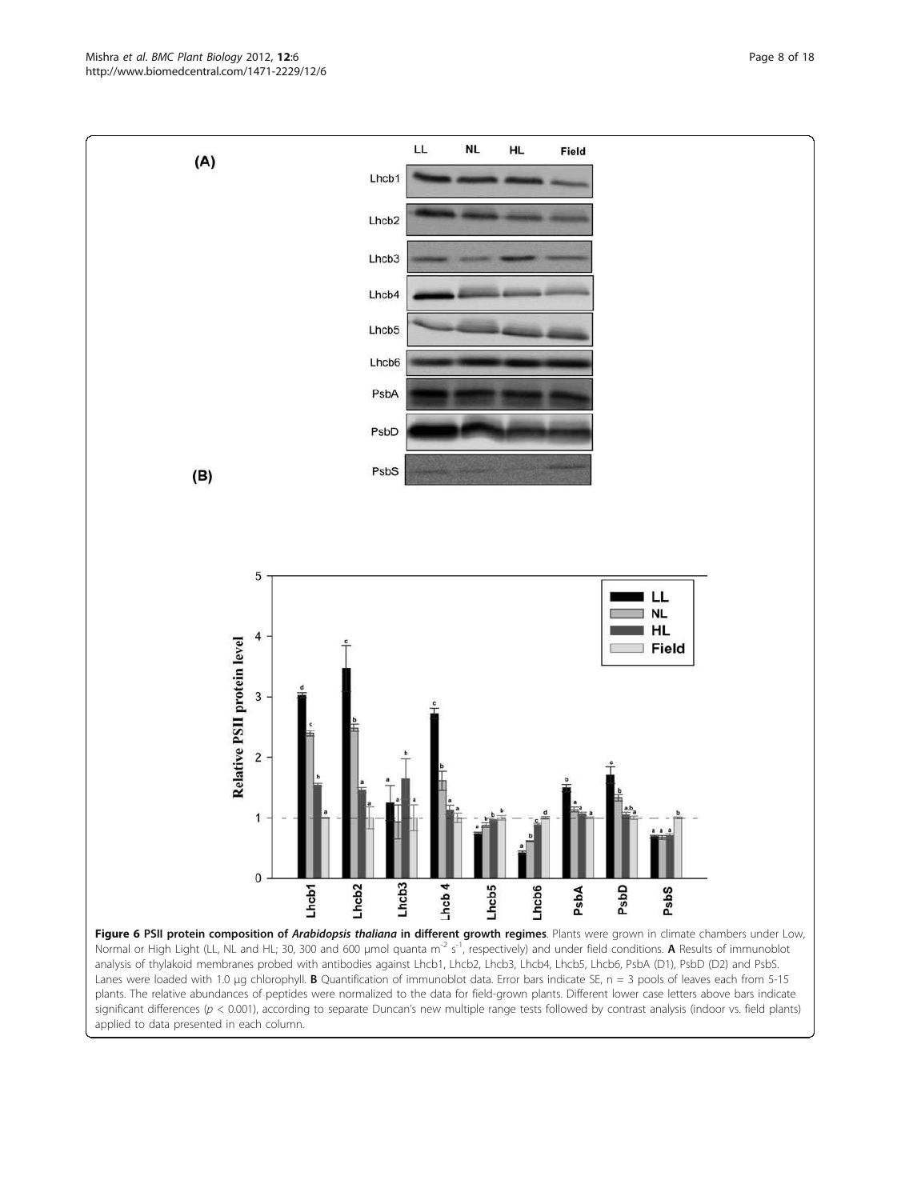**Figure 6 PSII protein composition of *Arabidopsis thaliana* in different growth regimes**. Plants were grown in climate chambers under Low, Normal or High Light (LL, NL and HL; 30, 300 and 600 μmol quanta $m^{-2}$ $s^{-1}$, respectively) and under field conditions. **A** Results of immunoblot analysis of thylakoid membranes probed with antibodies against Lhcb1, Lhcb2, Lhcb3, Lhcb4, Lhcb5, Lhcb6, PsbA (D1), PsbD (D2) and PsbS. Lanes were loaded with 1.0 μg chlorophyll. **B** Quantification of immunoblot data. Error bars indicate SE, n = 3 pools of leaves each from 5-15 plants. The relative abundances of peptides were normalized to the data for field-grown plants. Different lower case letters above bars indicate significant differences ($p < 0.001$), according to separate Duncan's new multiple range tests followed by contrast analysis (indoor vs. field plants) applied to data presented in each column.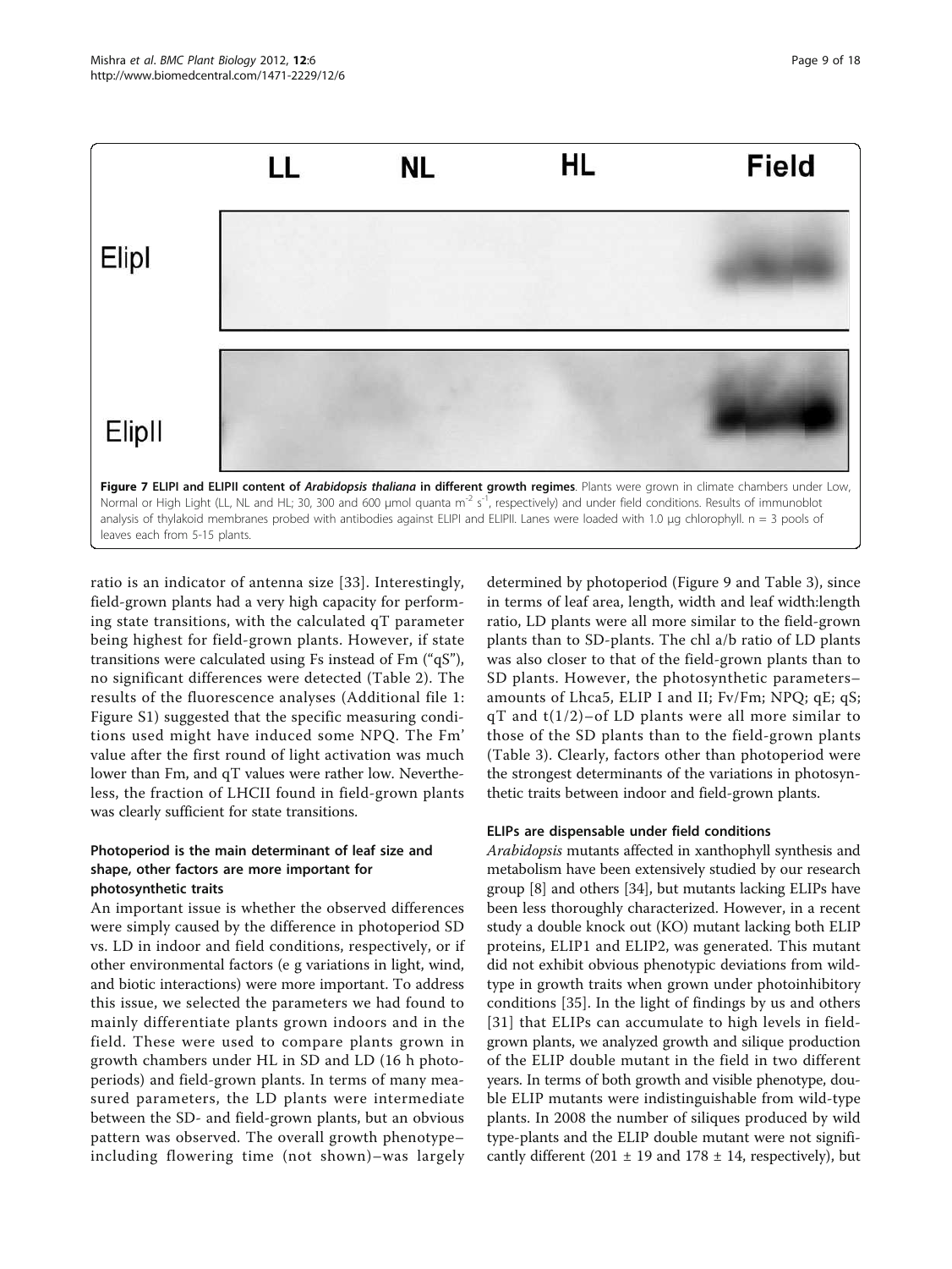**Figure 7 ELIPI and ELIPII content of *Arabidopsis thaliana* in different growth regimes**. Plants were grown in climate chambers under Low, Normal or High Light (LL, NL and HL; 30, 300 and 600 μmol quanta $m^{-2}$ $s^{-1}$, respectively) and under field conditions. Results of immunoblot analysis of thylakoid membranes probed with antibodies against ELIPI and ELIPII. Lanes were loaded with 1.0 μg chlorophyll. n = 3 pools of leaves each from 5-15 plants.

ratio is an indicator of antenna size [33]. Interestingly, field-grown plants had a very high capacity for performing state transitions, with the calculated qT parameter being highest for field-grown plants. However, if state transitions were calculated using Fs instead of Fm ("qS"), no significant differences were detected (Table 2). The results of the fluorescence analyses (Additional file 1: Figure S1) suggested that the specific measuring conditions used might have induced some NPQ. The Fm' value after the first round of light activation was much lower than Fm, and qT values were rather low. Nevertheless, the fraction of LHCII found in field-grown plants was clearly sufficient for state transitions.

### Photoperiod is the main determinant of leaf size and shape, other factors are more important for photosynthetic traits

An important issue is whether the observed differences were simply caused by the difference in photoperiod SD vs. LD in indoor and field conditions, respectively, or if other environmental factors (e g variations in light, wind, and biotic interactions) were more important. To address this issue, we selected the parameters we had found to mainly differentiate plants grown indoors and in the field. These were used to compare plants grown in growth chambers under HL in SD and LD (16 h photoperiods) and field-grown plants. In terms of many measured parameters, the LD plants were intermediate between the SD- and field-grown plants, but an obvious pattern was observed. The overall growth phenotype–including flowering time (not shown)–was largely determined by photoperiod (Figure 9 and Table 3), since in terms of leaf area, length, width and leaf width:length ratio, LD plants were all more similar to the field-grown plants than to SD-plants. The chl a/b ratio of LD plants was also closer to that of the field-grown plants than to SD plants. However, the photosynthetic parameters–amounts of Lhca5, ELIP I and II; Fv/Fm; NPQ; qE; qS; qT and t(1/2)–of LD plants were all more similar to those of the SD plants than to the field-grown plants (Table 3). Clearly, factors other than photoperiod were the strongest determinants of the variations in photosynthetic traits between indoor and field-grown plants.

### ELIPs are dispensable under field conditions

*Arabidopsis* mutants affected in xanthophyll synthesis and metabolism have been extensively studied by our research group [8] and others [34], but mutants lacking ELIPs have been less thoroughly characterized. However, in a recent study a double knock out (KO) mutant lacking both ELIP proteins, ELIP1 and ELIP2, was generated. This mutant did not exhibit obvious phenotypic deviations from wild-type in growth traits when grown under photoinhibitory conditions [35]. In the light of findings by us and others [31] that ELIPs can accumulate to high levels in field-grown plants, we analyzed growth and silique production of the ELIP double mutant in the field in two different years. In terms of both growth and visible phenotype, double ELIP mutants were indistinguishable from wild-type plants. In 2008 the number of siliques produced by wild type-plants and the ELIP double mutant were not significantly different (201 ± 19 and 178 ± 14, respectively), but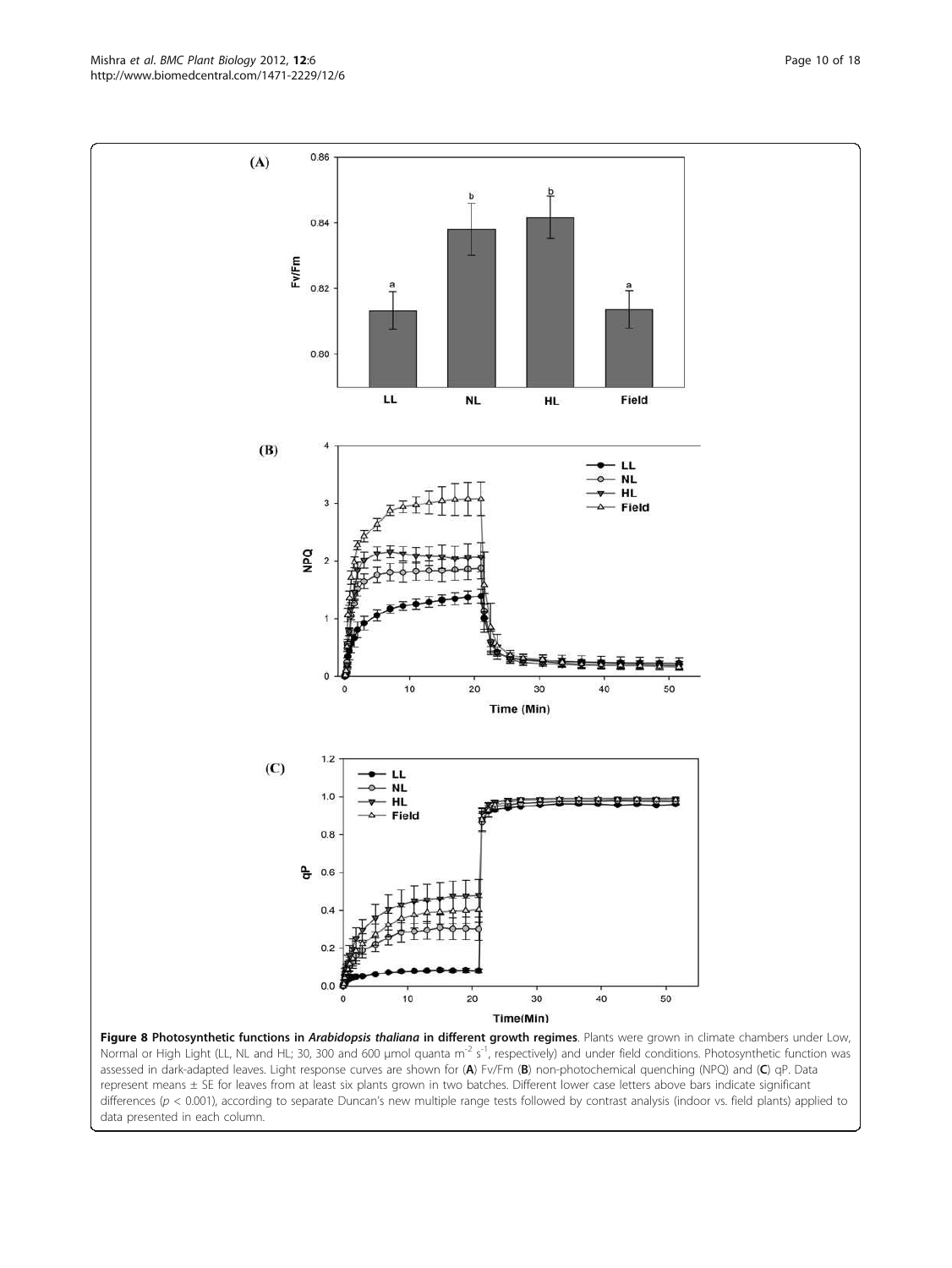**Figure 8 Photosynthetic functions in *Arabidopsis thaliana* in different growth regimes**. Plants were grown in climate chambers under Low, Normal or High Light (LL, NL and HL; 30, 300 and 600 μmol quanta $m^{-2}$ $s^{-1}$, respectively) and under field conditions. Photosynthetic function was assessed in dark-adapted leaves. Light response curves are shown for (**A**) Fv/Fm (**B**) non-photochemical quenching (NPQ) and (**C**) qP. Data represent means ± SE for leaves from at least six plants grown in two batches. Different lower case letters above bars indicate significant differences ($p < 0.001$), according to separate Duncan's new multiple range tests followed by contrast analysis (indoor vs. field plants) applied to data presented in each column.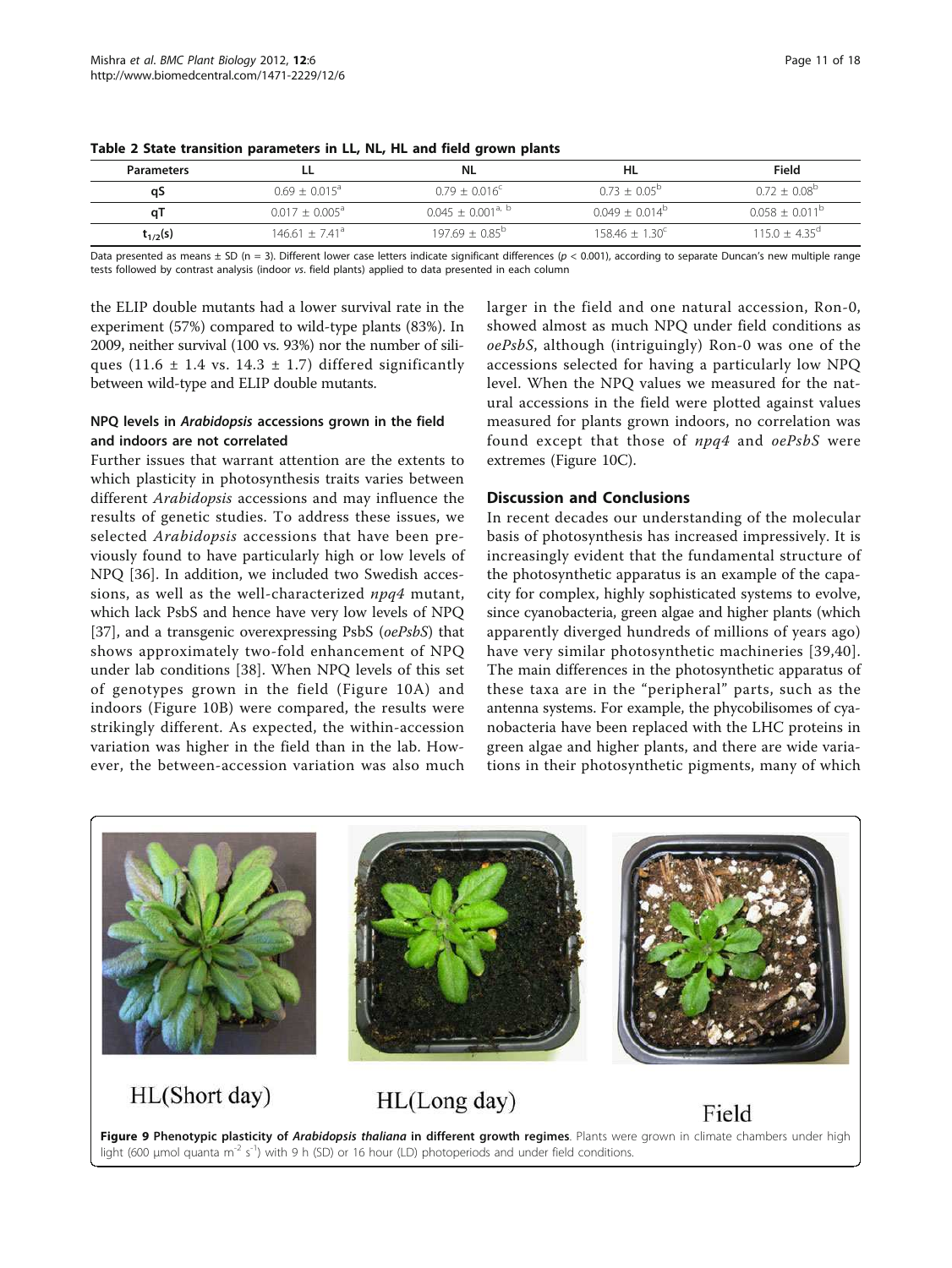**Table 2 State transition parameters in LL, NL, HL and field grown plants**

| Parameters | LL | NL | HL | Field |
|---|---|---|---|---|
| qS | $0.69 \pm 0.015^{a}$ | $0.79 \pm 0.016^{c}$ | $0.73 \pm 0.05^{b}$ | $0.72 \pm 0.08^{b}$ |
| qT | $0.017 \pm 0.005^{a}$ | $0.045 \pm 0.001^{a,\ b}$ | $0.049 \pm 0.014^{b}$ | $0.058 \pm 0.011^{b}$ |
| $t_{1/2}$(s) | $146.61 \pm 7.41^{a}$ | $197.69 \pm 0.85^{b}$ | $158.46 \pm 1.30^{c}$ | $115.0 \pm 4.35^{d}$ |

Data presented as means ± SD (n = 3). Different lower case letters indicate significant differences ($p < 0.001$), according to separate Duncan's new multiple range tests followed by contrast analysis (indoor *vs*. field plants) applied to data presented in each column

the ELIP double mutants had a lower survival rate in the experiment (57%) compared to wild-type plants (83%). In 2009, neither survival (100 vs. 93%) nor the number of siliques (11.6 ± 1.4 vs. 14.3 ± 1.7) differed significantly between wild-type and ELIP double mutants.

### NPQ levels in *Arabidopsis* accessions grown in the field and indoors are not correlated

Further issues that warrant attention are the extents to which plasticity in photosynthesis traits varies between different *Arabidopsis* accessions and may influence the results of genetic studies. To address these issues, we selected *Arabidopsis* accessions that have been previously found to have particularly high or low levels of NPQ [36]. In addition, we included two Swedish accessions, as well as the well-characterized *npq4* mutant, which lack PsbS and hence have very low levels of NPQ [37], and a transgenic overexpressing PsbS (*oePsbS*) that shows approximately two-fold enhancement of NPQ under lab conditions [38]. When NPQ levels of this set of genotypes grown in the field (Figure 10A) and indoors (Figure 10B) were compared, the results were strikingly different. As expected, the within-accession variation was higher in the field than in the lab. However, the between-accession variation was also much larger in the field and one natural accession, Ron-0, showed almost as much NPQ under field conditions as *oePsbS*, although (intriguingly) Ron-0 was one of the accessions selected for having a particularly low NPQ level. When the NPQ values we measured for the natural accessions in the field were plotted against values measured for plants grown indoors, no correlation was found except that those of *npq4* and *oePsbS* were extremes (Figure 10C).

## Discussion and Conclusions

In recent decades our understanding of the molecular basis of photosynthesis has increased impressively. It is increasingly evident that the fundamental structure of the photosynthetic apparatus is an example of the capacity for complex, highly sophisticated systems to evolve, since cyanobacteria, green algae and higher plants (which apparently diverged hundreds of millions of years ago) have very similar photosynthetic machineries [39,40]. The main differences in the photosynthetic apparatus of these taxa are in the "peripheral" parts, such as the antenna systems. For example, the phycobilisomes of cyanobacteria have been replaced with the LHC proteins in green algae and higher plants, and there are wide variations in their photosynthetic pigments, many of which

HL(Short day) HL(Long day) Field

**Figure 9 Phenotypic plasticity of *Arabidopsis thaliana* in different growth regimes**. Plants were grown in climate chambers under high light (600 μmol quanta $m^{-2}$ $s^{-1}$) with 9 h (SD) or 16 hour (LD) photoperiods and under field conditions.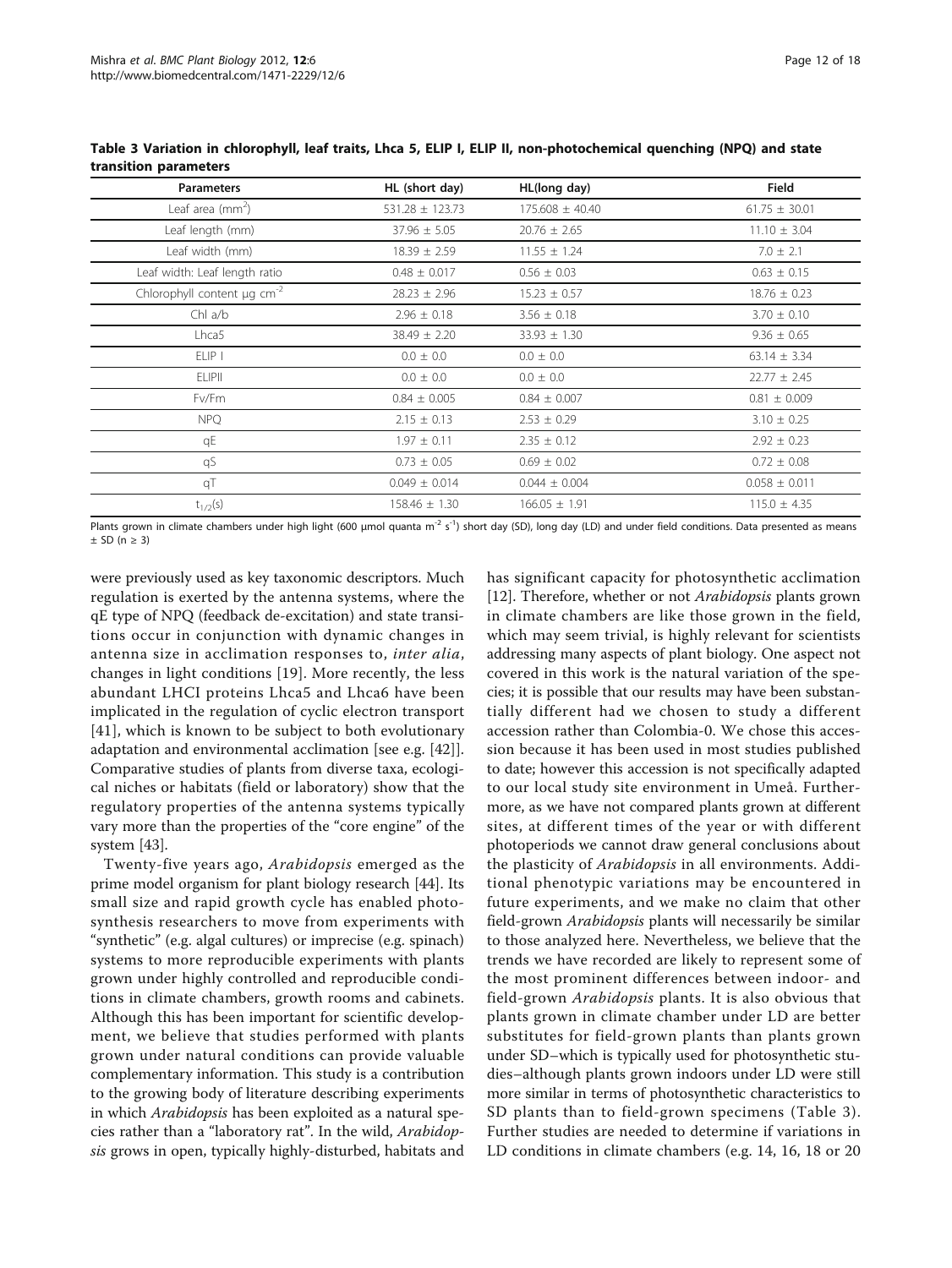**Table 3 Variation in chlorophyll, leaf traits, Lhca 5, ELIP I, ELIP II, non-photochemical quenching (NPQ) and state transition parameters**

| Parameters | HL (short day) | HL(long day) | Field |
|---|---|---|---|
| Leaf area ($mm^2$) | 531.28 ± 123.73 | 175.608 ± 40.40 | 61.75 ± 30.01 |
| Leaf length (mm) | 37.96 ± 5.05 | 20.76 ± 2.65 | 11.10 ± 3.04 |
| Leaf width (mm) | 18.39 ± 2.59 | 11.55 ± 1.24 | 7.0 ± 2.1 |
| Leaf width: Leaf length ratio | 0.48 ± 0.017 | 0.56 ± 0.03 | 0.63 ± 0.15 |
| Chlorophyll content µg $cm^{-2}$ | 28.23 ± 2.96 | 15.23 ± 0.57 | 18.76 ± 0.23 |
| Chl a/b | 2.96 ± 0.18 | 3.56 ± 0.18 | 3.70 ± 0.10 |
| Lhca5 | 38.49 ± 2.20 | 33.93 ± 1.30 | 9.36 ± 0.65 |
| ELIP I | 0.0 ± 0.0 | 0.0 ± 0.0 | 63.14 ± 3.34 |
| ELIPII | 0.0 ± 0.0 | 0.0 ± 0.0 | 22.77 ± 2.45 |
| Fv/Fm | 0.84 ± 0.005 | 0.84 ± 0.007 | 0.81 ± 0.009 |
| NPQ | 2.15 ± 0.13 | 2.53 ± 0.29 | 3.10 ± 0.25 |
| qE | 1.97 ± 0.11 | 2.35 ± 0.12 | 2.92 ± 0.23 |
| qS | 0.73 ± 0.05 | 0.69 ± 0.02 | 0.72 ± 0.08 |
| qT | 0.049 ± 0.014 | 0.044 ± 0.004 | 0.058 ± 0.011 |
| $t_{1/2}$(s) | 158.46 ± 1.30 | 166.05 ± 1.91 | 115.0 ± 4.35 |

Plants grown in climate chambers under high light (600 µmol quanta $m^{-2}$ $s^{-1}$) short day (SD), long day (LD) and under field conditions. Data presented as means ± SD (n ≥ 3)

were previously used as key taxonomic descriptors. Much regulation is exerted by the antenna systems, where the qE type of NPQ (feedback de-excitation) and state transitions occur in conjunction with dynamic changes in antenna size in acclimation responses to, *inter alia*, changes in light conditions [19]. More recently, the less abundant LHCI proteins Lhca5 and Lhca6 have been implicated in the regulation of cyclic electron transport [41], which is known to be subject to both evolutionary adaptation and environmental acclimation [see e.g. [42]]. Comparative studies of plants from diverse taxa, ecological niches or habitats (field or laboratory) show that the regulatory properties of the antenna systems typically vary more than the properties of the "core engine" of the system [43].

Twenty-five years ago, *Arabidopsis* emerged as the prime model organism for plant biology research [44]. Its small size and rapid growth cycle has enabled photosynthesis researchers to move from experiments with "synthetic" (e.g. algal cultures) or imprecise (e.g. spinach) systems to more reproducible experiments with plants grown under highly controlled and reproducible conditions in climate chambers, growth rooms and cabinets. Although this has been important for scientific development, we believe that studies performed with plants grown under natural conditions can provide valuable complementary information. This study is a contribution to the growing body of literature describing experiments in which *Arabidopsis* has been exploited as a natural species rather than a "laboratory rat". In the wild, *Arabidopsis* grows in open, typically highly-disturbed, habitats and has significant capacity for photosynthetic acclimation [12]. Therefore, whether or not *Arabidopsis* plants grown in climate chambers are like those grown in the field, which may seem trivial, is highly relevant for scientists addressing many aspects of plant biology. One aspect not covered in this work is the natural variation of the species; it is possible that our results may have been substantially different had we chosen to study a different accession rather than Colombia-0. We chose this accession because it has been used in most studies published to date; however this accession is not specifically adapted to our local study site environment in Umeå. Furthermore, as we have not compared plants grown at different sites, at different times of the year or with different photoperiods we cannot draw general conclusions about the plasticity of *Arabidopsis* in all environments. Additional phenotypic variations may be encountered in future experiments, and we make no claim that other field-grown *Arabidopsis* plants will necessarily be similar to those analyzed here. Nevertheless, we believe that the trends we have recorded are likely to represent some of the most prominent differences between indoor- and field-grown *Arabidopsis* plants. It is also obvious that plants grown in climate chamber under LD are better substitutes for field-grown plants than plants grown under SD–which is typically used for photosynthetic studies–although plants grown indoors under LD were still more similar in terms of photosynthetic characteristics to SD plants than to field-grown specimens (Table 3). Further studies are needed to determine if variations in LD conditions in climate chambers (e.g. 14, 16, 18 or 20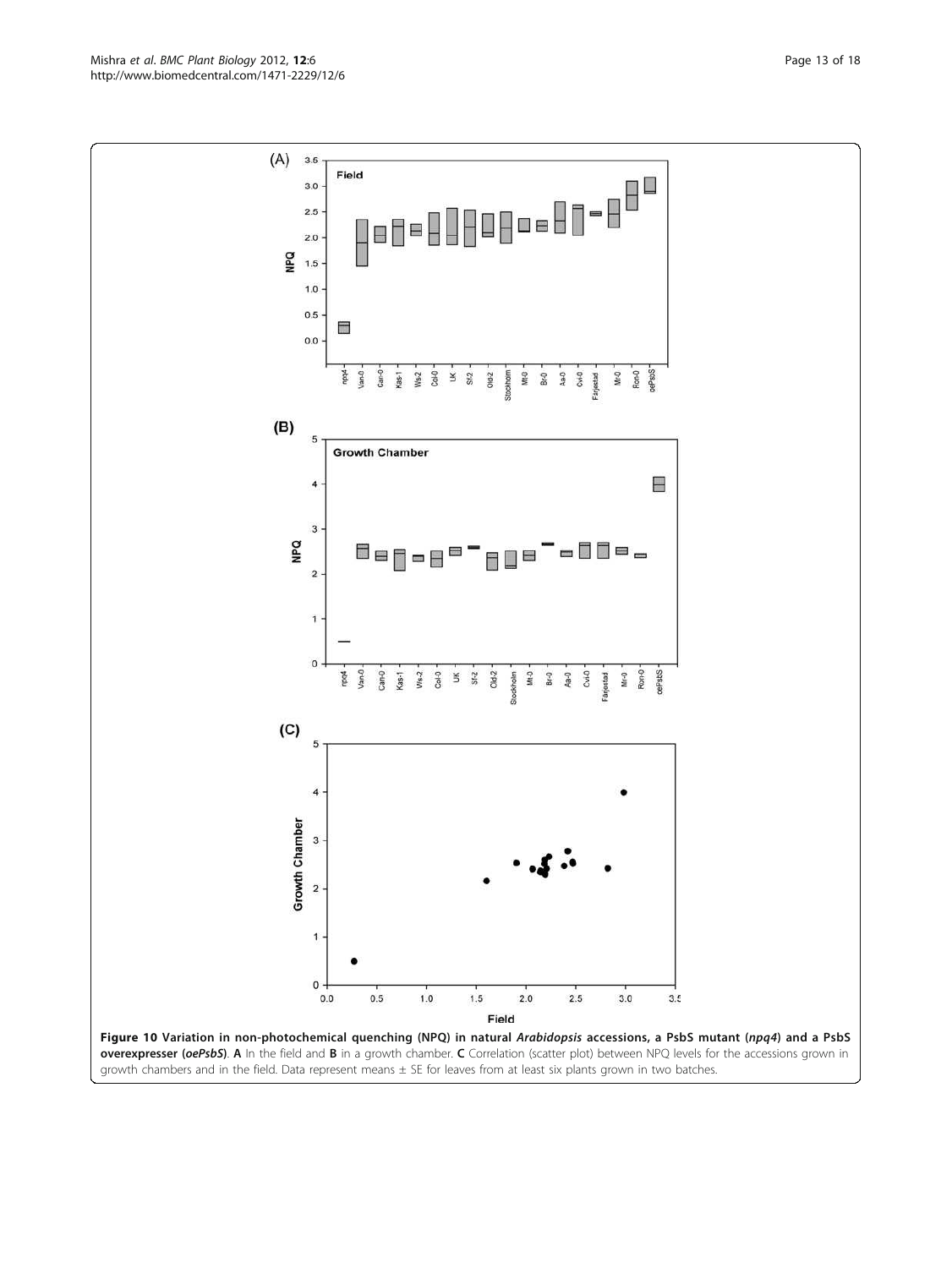**Figure 10 Variation in non-photochemical quenching (NPQ) in natural *Arabidopsis* accessions, a PsbS mutant (*npq4*) and a PsbS overexpresser (*oePsbS*)**. **A** In the field and **B** in a growth chamber. **C** Correlation (scatter plot) between NPQ levels for the accessions grown in growth chambers and in the field. Data represent means ± SE for leaves from at least six plants grown in two batches.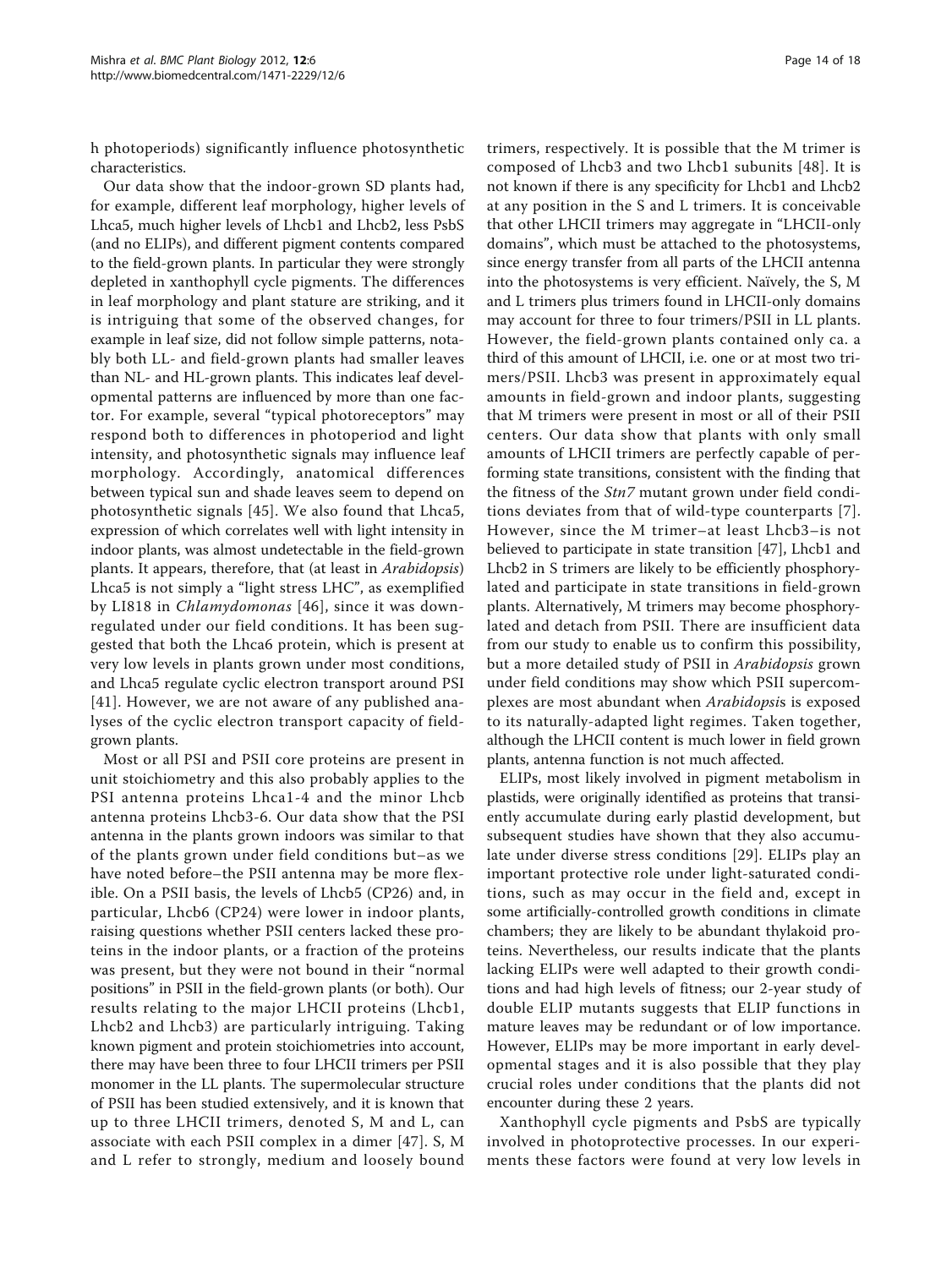h photoperiods) significantly influence photosynthetic characteristics.

Our data show that the indoor-grown SD plants had, for example, different leaf morphology, higher levels of Lhca5, much higher levels of Lhcb1 and Lhcb2, less PsbS (and no ELIPs), and different pigment contents compared to the field-grown plants. In particular they were strongly depleted in xanthophyll cycle pigments. The differences in leaf morphology and plant stature are striking, and it is intriguing that some of the observed changes, for example in leaf size, did not follow simple patterns, notably both LL- and field-grown plants had smaller leaves than NL- and HL-grown plants. This indicates leaf developmental patterns are influenced by more than one factor. For example, several "typical photoreceptors" may respond both to differences in photoperiod and light intensity, and photosynthetic signals may influence leaf morphology. Accordingly, anatomical differences between typical sun and shade leaves seem to depend on photosynthetic signals [45]. We also found that Lhca5, expression of which correlates well with light intensity in indoor plants, was almost undetectable in the field-grown plants. It appears, therefore, that (at least in *Arabidopsis*) Lhca5 is not simply a "light stress LHC", as exemplified by LI818 in *Chlamydomonas* [46], since it was down-regulated under our field conditions. It has been suggested that both the Lhca6 protein, which is present at very low levels in plants grown under most conditions, and Lhca5 regulate cyclic electron transport around PSI [41]. However, we are not aware of any published analyses of the cyclic electron transport capacity of field-grown plants.

Most or all PSI and PSII core proteins are present in unit stoichiometry and this also probably applies to the PSI antenna proteins Lhca1-4 and the minor Lhcb antenna proteins Lhcb3-6. Our data show that the PSI antenna in the plants grown indoors was similar to that of the plants grown under field conditions but–as we have noted before–the PSII antenna may be more flexible. On a PSII basis, the levels of Lhcb5 (CP26) and, in particular, Lhcb6 (CP24) were lower in indoor plants, raising questions whether PSII centers lacked these proteins in the indoor plants, or a fraction of the proteins was present, but they were not bound in their "normal positions" in PSII in the field-grown plants (or both). Our results relating to the major LHCII proteins (Lhcb1, Lhcb2 and Lhcb3) are particularly intriguing. Taking known pigment and protein stoichiometries into account, there may have been three to four LHCII trimers per PSII monomer in the LL plants. The supermolecular structure of PSII has been studied extensively, and it is known that up to three LHCII trimers, denoted S, M and L, can associate with each PSII complex in a dimer [47]. S, M and L refer to strongly, medium and loosely bound trimers, respectively. It is possible that the M trimer is composed of Lhcb3 and two Lhcb1 subunits [48]. It is not known if there is any specificity for Lhcb1 and Lhcb2 at any position in the S and L trimers. It is conceivable that other LHCII trimers may aggregate in "LHCII-only domains", which must be attached to the photosystems, since energy transfer from all parts of the LHCII antenna into the photosystems is very efficient. Naïvely, the S, M and L trimers plus trimers found in LHCII-only domains may account for three to four trimers/PSII in LL plants. However, the field-grown plants contained only ca. a third of this amount of LHCII, i.e. one or at most two trimers/PSII. Lhcb3 was present in approximately equal amounts in field-grown and indoor plants, suggesting that M trimers were present in most or all of their PSII centers. Our data show that plants with only small amounts of LHCII trimers are perfectly capable of performing state transitions, consistent with the finding that the fitness of the *Stn7* mutant grown under field conditions deviates from that of wild-type counterparts [7]. However, since the M trimer–at least Lhcb3–is not believed to participate in state transition [47], Lhcb1 and Lhcb2 in S trimers are likely to be efficiently phosphorylated and participate in state transitions in field-grown plants. Alternatively, M trimers may become phosphorylated and detach from PSII. There are insufficient data from our study to enable us to confirm this possibility, but a more detailed study of PSII in *Arabidopsis* grown under field conditions may show which PSII supercomplexes are most abundant when *Arabidopsis* is exposed to its naturally-adapted light regimes. Taken together, although the LHCII content is much lower in field grown plants, antenna function is not much affected.

ELIPs, most likely involved in pigment metabolism in plastids, were originally identified as proteins that transiently accumulate during early plastid development, but subsequent studies have shown that they also accumulate under diverse stress conditions [29]. ELIPs play an important protective role under light-saturated conditions, such as may occur in the field and, except in some artificially-controlled growth conditions in climate chambers; they are likely to be abundant thylakoid proteins. Nevertheless, our results indicate that the plants lacking ELIPs were well adapted to their growth conditions and had high levels of fitness; our 2-year study of double ELIP mutants suggests that ELIP functions in mature leaves may be redundant or of low importance. However, ELIPs may be more important in early developmental stages and it is also possible that they play crucial roles under conditions that the plants did not encounter during these 2 years.

Xanthophyll cycle pigments and PsbS are typically involved in photoprotective processes. In our experiments these factors were found at very low levels in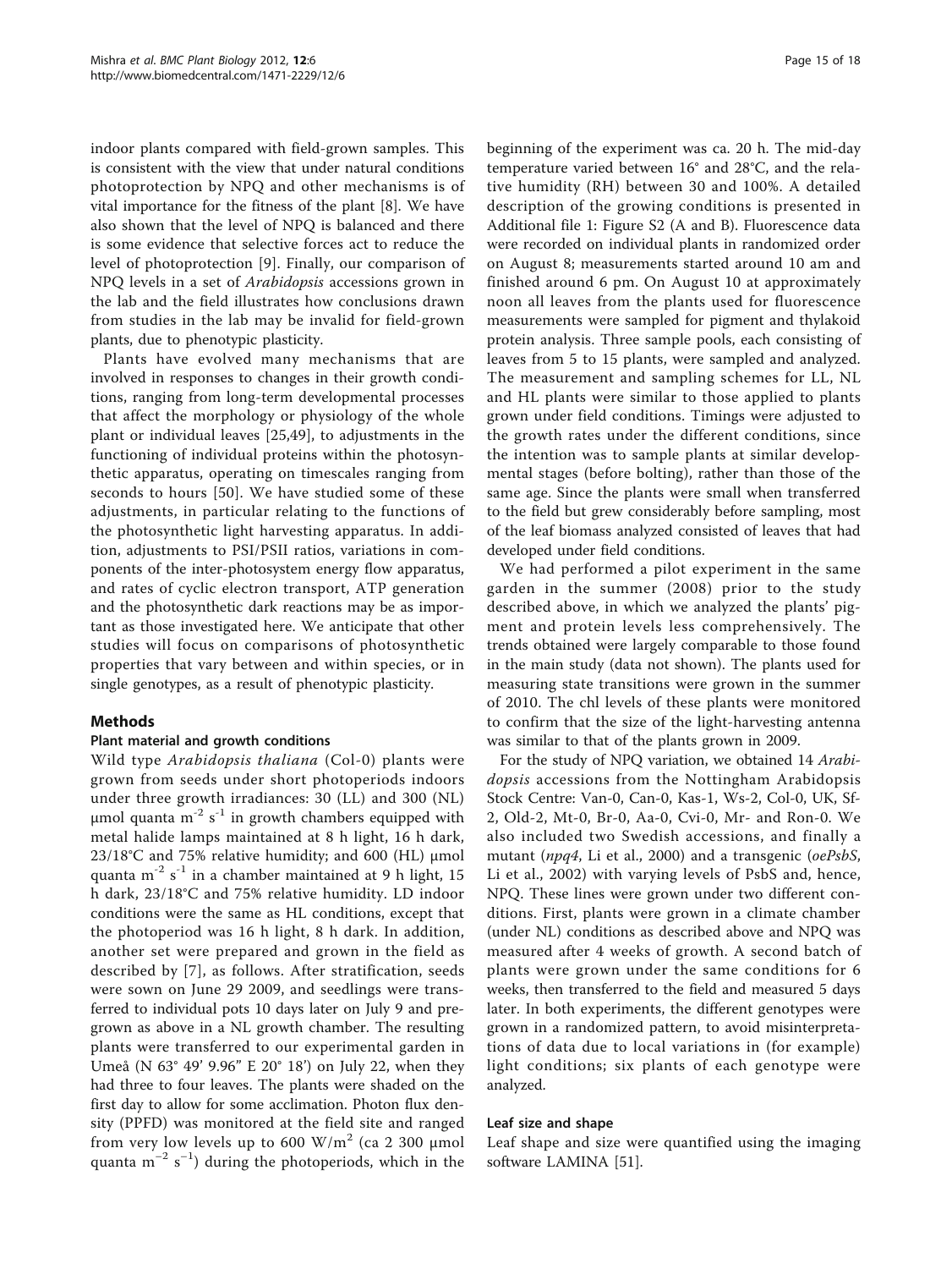indoor plants compared with field-grown samples. This is consistent with the view that under natural conditions photoprotection by NPQ and other mechanisms is of vital importance for the fitness of the plant [8]. We have also shown that the level of NPQ is balanced and there is some evidence that selective forces act to reduce the level of photoprotection [9]. Finally, our comparison of NPQ levels in a set of *Arabidopsis* accessions grown in the lab and the field illustrates how conclusions drawn from studies in the lab may be invalid for field-grown plants, due to phenotypic plasticity.

Plants have evolved many mechanisms that are involved in responses to changes in their growth conditions, ranging from long-term developmental processes that affect the morphology or physiology of the whole plant or individual leaves [25,49], to adjustments in the functioning of individual proteins within the photosynthetic apparatus, operating on timescales ranging from seconds to hours [50]. We have studied some of these adjustments, in particular relating to the functions of the photosynthetic light harvesting apparatus. In addition, adjustments to PSI/PSII ratios, variations in components of the inter-photosystem energy flow apparatus, and rates of cyclic electron transport, ATP generation and the photosynthetic dark reactions may be as important as those investigated here. We anticipate that other studies will focus on comparisons of photosynthetic properties that vary between and within species, or in single genotypes, as a result of phenotypic plasticity.

## Methods

### Plant material and growth conditions

Wild type *Arabidopsis thaliana* (Col-0) plants were grown from seeds under short photoperiods indoors under three growth irradiances: 30 (LL) and 300 (NL) µmol quanta $m^{-2}$ $s^{-1}$ in growth chambers equipped with metal halide lamps maintained at 8 h light, 16 h dark, 23/18°C and 75% relative humidity; and 600 (HL) µmol quanta $m^{-2}$ $s^{-1}$ in a chamber maintained at 9 h light, 15 h dark, 23/18°C and 75% relative humidity. LD indoor conditions were the same as HL conditions, except that the photoperiod was 16 h light, 8 h dark. In addition, another set were prepared and grown in the field as described by [7], as follows. After stratification, seeds were sown on June 29 2009, and seedlings were transferred to individual pots 10 days later on July 9 and pre-grown as above in a NL growth chamber. The resulting plants were transferred to our experimental garden in Umeå (N 63° 49' 9.96" E 20° 18') on July 22, when they had three to four leaves. The plants were shaded on the first day to allow for some acclimation. Photon flux density (PPFD) was monitored at the field site and ranged from very low levels up to 600 W/$m^2$ (ca 2 300 µmol quanta $m^{-2}$ $s^{-1}$) during the photoperiods, which in the beginning of the experiment was ca. 20 h. The mid-day temperature varied between 16° and 28°C, and the relative humidity (RH) between 30 and 100%. A detailed description of the growing conditions is presented in Additional file 1: Figure S2 (A and B). Fluorescence data were recorded on individual plants in randomized order on August 8; measurements started around 10 am and finished around 6 pm. On August 10 at approximately noon all leaves from the plants used for fluorescence measurements were sampled for pigment and thylakoid protein analysis. Three sample pools, each consisting of leaves from 5 to 15 plants, were sampled and analyzed. The measurement and sampling schemes for LL, NL and HL plants were similar to those applied to plants grown under field conditions. Timings were adjusted to the growth rates under the different conditions, since the intention was to sample plants at similar developmental stages (before bolting), rather than those of the same age. Since the plants were small when transferred to the field but grew considerably before sampling, most of the leaf biomass analyzed consisted of leaves that had developed under field conditions.

We had performed a pilot experiment in the same garden in the summer (2008) prior to the study described above, in which we analyzed the plants' pigment and protein levels less comprehensively. The trends obtained were largely comparable to those found in the main study (data not shown). The plants used for measuring state transitions were grown in the summer of 2010. The chl levels of these plants were monitored to confirm that the size of the light-harvesting antenna was similar to that of the plants grown in 2009.

For the study of NPQ variation, we obtained 14 *Arabidopsis* accessions from the Nottingham Arabidopsis Stock Centre: Van-0, Can-0, Kas-1, Ws-2, Col-0, UK, Sf-2, Old-2, Mt-0, Br-0, Aa-0, Cvi-0, Mr- and Ron-0. We also included two Swedish accessions, and finally a mutant (*npq4*, Li et al., 2000) and a transgenic (*oePsbS*, Li et al., 2002) with varying levels of PsbS and, hence, NPQ. These lines were grown under two different conditions. First, plants were grown in a climate chamber (under NL) conditions as described above and NPQ was measured after 4 weeks of growth. A second batch of plants were grown under the same conditions for 6 weeks, then transferred to the field and measured 5 days later. In both experiments, the different genotypes were grown in a randomized pattern, to avoid misinterpretations of data due to local variations in (for example) light conditions; six plants of each genotype were analyzed.

### Leaf size and shape

Leaf shape and size were quantified using the imaging software LAMINA [51].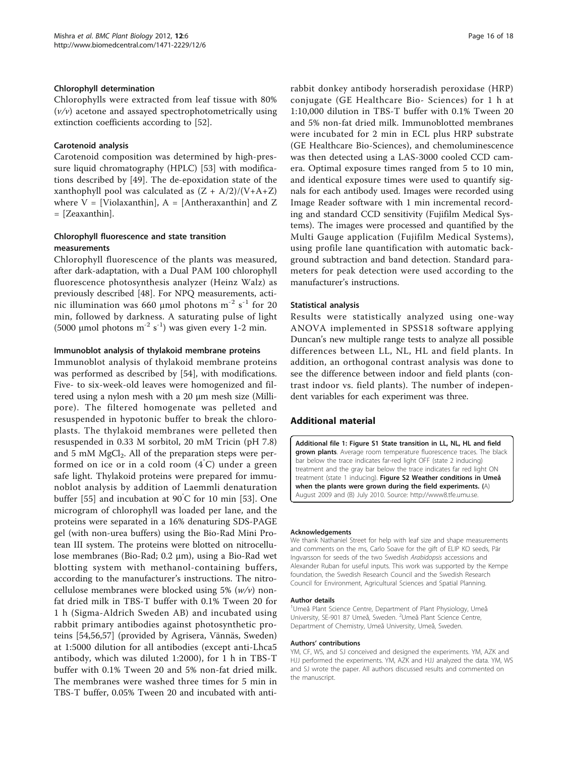### Chlorophyll determination

Chlorophylls were extracted from leaf tissue with 80% (*v/v*) acetone and assayed spectrophotometrically using extinction coefficients according to [52].

### Carotenoid analysis

Carotenoid composition was determined by high-pressure liquid chromatography (HPLC) [53] with modifications described by [49]. The de-epoxidation state of the xanthophyll pool was calculated as $(Z + A/2)/(V+A+Z)$ where V = [Violaxanthin], A = [Antheraxanthin] and Z = [Zeaxanthin].

### Chlorophyll fluorescence and state transition measurements

Chlorophyll fluorescence of the plants was measured, after dark-adaptation, with a Dual PAM 100 chlorophyll fluorescence photosynthesis analyzer (Heinz Walz) as previously described [48]. For NPQ measurements, actinic illumination was 660 μmol photons $m^{-2}$ $s^{-1}$ for 20 min, followed by darkness. A saturating pulse of light (5000 μmol photons $m^{-2}$ $s^{-1}$) was given every 1-2 min.

### Immunoblot analysis of thylakoid membrane proteins

Immunoblot analysis of thylakoid membrane proteins was performed as described by [54], with modifications. Five- to six-week-old leaves were homogenized and filtered using a nylon mesh with a 20 μm mesh size (Millipore). The filtered homogenate was pelleted and resuspended in hypotonic buffer to break the chloroplasts. The thylakoid membranes were pelleted then resuspended in 0.33 M sorbitol, 20 mM Tricin (pH 7.8) and 5 mM $MgCl_2$. All of the preparation steps were performed on ice or in a cold room (4°C) under a green safe light. Thylakoid proteins were prepared for immunoblot analysis by addition of Laemmli denaturation buffer [55] and incubation at 90°C for 10 min [53]. One microgram of chlorophyll was loaded per lane, and the proteins were separated in a 16% denaturing SDS-PAGE gel (with non-urea buffers) using the Bio-Rad Mini Protean III system. The proteins were blotted on nitrocellulose membranes (Bio-Rad; 0.2 μm), using a Bio-Rad wet blotting system with methanol-containing buffers, according to the manufacturer's instructions. The nitrocellulose membranes were blocked using 5% (*w/v*) nonfat dried milk in TBS-T buffer with 0.1% Tween 20 for 1 h (Sigma-Aldrich Sweden AB) and incubated using rabbit primary antibodies against photosynthetic proteins [54,56,57] (provided by Agrisera, Vännäs, Sweden) at 1:5000 dilution for all antibodies (except anti-Lhca5 antibody, which was diluted 1:2000), for 1 h in TBS-T buffer with 0.1% Tween 20 and 5% non-fat dried milk. The membranes were washed three times for 5 min in TBS-T buffer, 0.05% Tween 20 and incubated with anti-rabbit donkey antibody horseradish peroxidase (HRP) conjugate (GE Healthcare Bio- Sciences) for 1 h at 1:10,000 dilution in TBS-T buffer with 0.1% Tween 20 and 5% non-fat dried milk. Immunoblotted membranes were incubated for 2 min in ECL plus HRP substrate (GE Healthcare Bio-Sciences), and chemoluminescence was then detected using a LAS-3000 cooled CCD camera. Optimal exposure times ranged from 5 to 10 min, and identical exposure times were used to quantify signals for each antibody used. Images were recorded using Image Reader software with 1 min incremental recording and standard CCD sensitivity (Fujifilm Medical Systems). The images were processed and quantified by the Multi Gauge application (Fujifilm Medical Systems), using profile lane quantification with automatic background subtraction and band detection. Standard parameters for peak detection were used according to the manufacturer's instructions.

### Statistical analysis

Results were statistically analyzed using one-way ANOVA implemented in SPSS18 software applying Duncan's new multiple range tests to analyze all possible differences between LL, NL, HL and field plants. In addition, an orthogonal contrast analysis was done to see the difference between indoor and field plants (contrast indoor vs. field plants). The number of independent variables for each experiment was three.

## Additional material

**Additional file 1: Figure S1 State transition in LL, NL, HL and field grown plants**. Average room temperature fluorescence traces. The black bar below the trace indicates far-red light OFF (state 2 inducing) treatment and the gray bar below the trace indicates far red light ON treatment (state 1 inducing). **Figure S2 Weather conditions in Umeå when the plants were grown during the field experiments.** (A) August 2009 and (B) July 2010. Source: http://www8.tfe.umu.se.

#### Acknowledgements

We thank Nathaniel Street for help with leaf size and shape measurements and comments on the ms, Carlo Soave for the gift of ELIP KO seeds, Pär Ingvarsson for seeds of the two Swedish *Arabidopsis* accessions and Alexander Ruban for useful inputs. This work was supported by the Kempe foundation, the Swedish Research Council and the Swedish Research Council for Environment, Agricultural Sciences and Spatial Planning.

#### Author details

[1]Umeå Plant Science Centre, Department of Plant Physiology, Umeå University, SE-901 87 Umeå, Sweden. [2]Umeå Plant Science Centre, Department of Chemistry, Umeå University, Umeå, Sweden.

#### Authors' contributions

YM, CF, WS, and SJ conceived and designed the experiments. YM, AZK and HJJ performed the experiments. YM, AZK and HJJ analyzed the data. YM, WS and SJ wrote the paper. All authors discussed results and commented on the manuscript.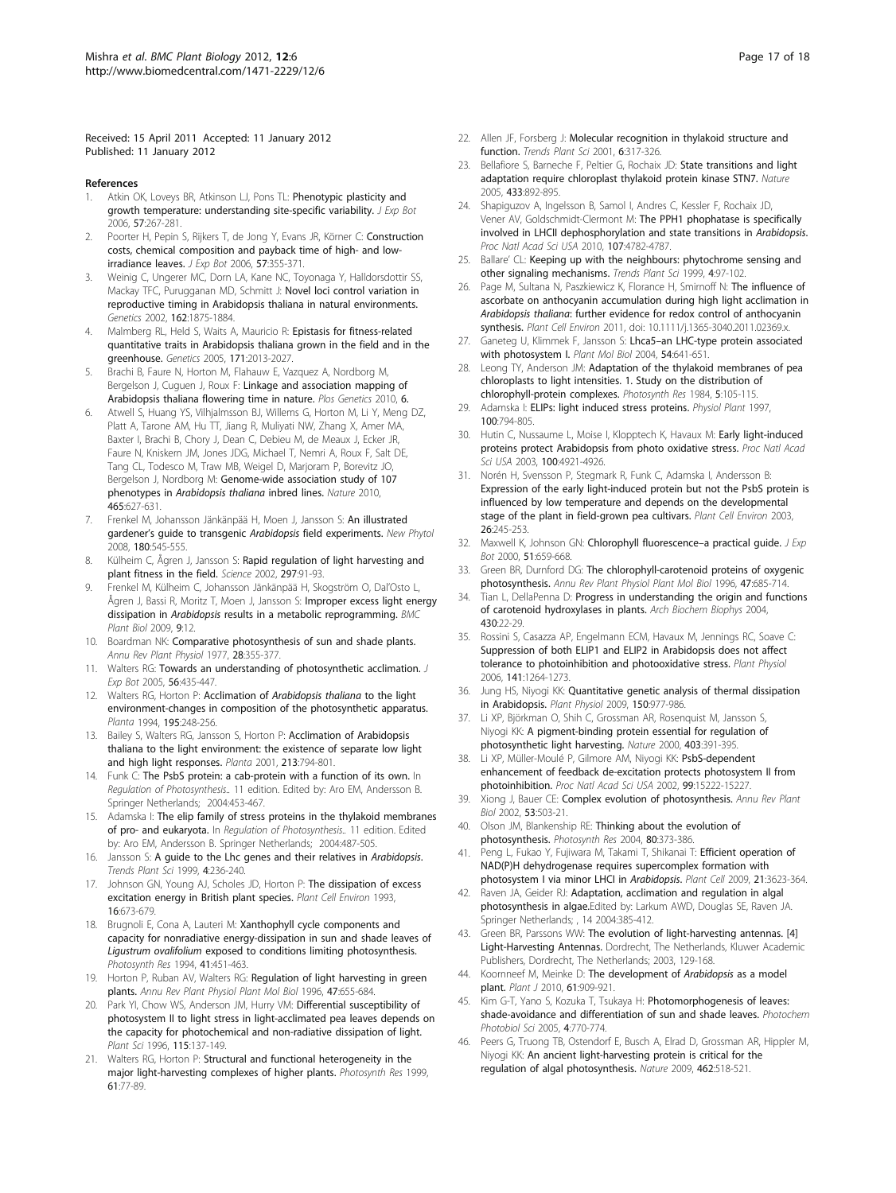Received: 15 April 2011 Accepted: 11 January 2012
Published: 11 January 2012

## References

1. Atkin OK, Loveys BR, Atkinson LJ, Pons TL: **Phenotypic plasticity and growth temperature: understanding site-specific variability.** *J Exp Bot* 2006, **57**:267-281.
2. Poorter H, Pepin S, Rijkers T, de Jong Y, Evans JR, Körner C: **Construction costs, chemical composition and payback time of high- and low-irradiance leaves.** *J Exp Bot* 2006, **57**:355-371.
3. Weinig C, Ungerer MC, Dorn LA, Kane NC, Toyonaga Y, Halldorsdottir SS, Mackay TFC, Purugganan MD, Schmitt J: **Novel loci control variation in reproductive timing in Arabidopsis thaliana in natural environments.** *Genetics* 2002, **162**:1875-1884.
4. Malmberg RL, Held S, Waits A, Mauricio R: **Epistasis for fitness-related quantitative traits in Arabidopsis thaliana grown in the field and in the greenhouse.** *Genetics* 2005, **171**:2013-2027.
5. Brachi B, Faure N, Horton M, Flahauw E, Vazquez A, Nordborg M, Bergelson J, Cuguen J, Roux F: **Linkage and association mapping of Arabidopsis thaliana flowering time in nature.** *Plos Genetics* 2010, **6**.
6. Atwell S, Huang YS, Vilhjalmsson BJ, Willems G, Horton M, Li Y, Meng DZ, Platt A, Tarone AM, Hu TT, Jiang R, Muliyati NW, Zhang X, Amer MA, Baxter I, Brachi B, Chory J, Dean C, Debieu M, de Meaux J, Ecker JR, Faure N, Kniskern JM, Jones JDG, Michael T, Nemri A, Roux F, Salt DE, Tang CL, Todesco M, Traw MB, Weigel D, Marjoram P, Borevitz JO, Bergelson J, Nordborg M: **Genome-wide association study of 107 phenotypes in *Arabidopsis thaliana* inbred lines.** *Nature* 2010, **465**:627-631.
7. Frenkel M, Johansson Jänkänpää H, Moen J, Jansson S: **An illustrated gardener's guide to transgenic *Arabidopsis* field experiments.** *New Phytol* 2008, **180**:545-555.
8. Külheim C, Ågren J, Jansson S: **Rapid regulation of light harvesting and plant fitness in the field.** *Science* 2002, **297**:91-93.
9. Frenkel M, Külheim C, Johansson Jänkänpää H, Skogström O, Dal'Osto L, Ågren J, Bassi R, Moritz T, Moen J, Jansson S: **Improper excess light energy dissipation in *Arabidopsis* results in a metabolic reprogramming.** *BMC Plant Biol* 2009, **9**:12.
10. Boardman NK: **Comparative photosynthesis of sun and shade plants.** *Annu Rev Plant Physiol* 1977, **28**:355-377.
11. Walters RG: **Towards an understanding of photosynthetic acclimation.** *J Exp Bot* 2005, **56**:435-447.
12. Walters RG, Horton P: **Acclimation of *Arabidopsis thaliana* to the light environment-changes in composition of the photosynthetic apparatus.** *Planta* 1994, **195**:248-256.
13. Bailey S, Walters RG, Jansson S, Horton P: **Acclimation of Arabidopsis thaliana to the light environment: the existence of separate low light and high light responses.** *Planta* 2001, **213**:794-801.
14. Funk C: **The PsbS protein: a cab-protein with a function of its own.** In *Regulation of Photosynthesis.*. 11 edition. Edited by: Aro EM, Andersson B. Springer Netherlands; 2004:453-467.
15. Adamska I: **The elip family of stress proteins in the thylakoid membranes of pro- and eukaryota.** In *Regulation of Photosynthesis.*. 11 edition. Edited by: Aro EM, Andersson B. Springer Netherlands; 2004:487-505.
16. Jansson S: **A guide to the Lhc genes and their relatives in *Arabidopsis*.** *Trends Plant Sci* 1999, **4**:236-240.
17. Johnson GN, Young AJ, Scholes JD, Horton P: **The dissipation of excess excitation energy in British plant species.** *Plant Cell Environ* 1993, **16**:673-679.
18. Brugnoli E, Cona A, Lauteri M: **Xanthophyll cycle components and capacity for nonradiative energy-dissipation in sun and shade leaves of *Ligustrum ovalifolium* exposed to conditions limiting photosynthesis.** *Photosynth Res* 1994, **41**:451-463.
19. Horton P, Ruban AV, Walters RG: **Regulation of light harvesting in green plants.** *Annu Rev Plant Physiol Plant Mol Biol* 1996, **47**:655-684.
20. Park YI, Chow WS, Anderson JM, Hurry VM: **Differential susceptibility of photosystem II to light stress in light-acclimated pea leaves depends on the capacity for photochemical and non-radiative dissipation of light.** *Plant Sci* 1996, **115**:137-149.
21. Walters RG, Horton P: **Structural and functional heterogeneity in the major light-harvesting complexes of higher plants.** *Photosynth Res* 1999, **61**:77-89.
22. Allen JF, Forsberg J: **Molecular recognition in thylakoid structure and function.** *Trends Plant Sci* 2001, **6**:317-326.
23. Bellafiore S, Barneche F, Peltier G, Rochaix JD: **State transitions and light adaptation require chloroplast thylakoid protein kinase STN7.** *Nature* 2005, **433**:892-895.
24. Shapiguzov A, Ingelsson B, Samol I, Andres C, Kessler F, Rochaix JD, Vener AV, Goldschmidt-Clermont M: **The PPH1 phophatase is specifically involved in LHCII dephosphorylation and state transitions in *Arabidopsis*.** *Proc Natl Acad Sci USA* 2010, **107**:4782-4787.
25. Ballare' CL: **Keeping up with the neighbours: phytochrome sensing and other signaling mechanisms.** *Trends Plant Sci* 1999, **4**:97-102.
26. Page M, Sultana N, Paszkiewicz K, Florance H, Smirnoff N: **The influence of ascorbate on anthocyanin accumulation during high light acclimation in *Arabidopsis thaliana*: further evidence for redox control of anthocyanin synthesis.** *Plant Cell Environ* 2011, doi: 10.1111/j.1365-3040.2011.02369.x.
27. Ganeteg U, Klimmek F, Jansson S: **Lhca5–an LHC-type protein associated with photosystem I.** *Plant Mol Biol* 2004, **54**:641-651.
28. Leong TY, Anderson JM: **Adaptation of the thylakoid membranes of pea chloroplasts to light intensities. 1. Study on the distribution of chlorophyll-protein complexes.** *Photosynth Res* 1984, **5**:105-115.
29. Adamska I: **ELIPs: light induced stress proteins.** *Physiol Plant* 1997, **100**:794-805.
30. Hutin C, Nussaume L, Moise I, Klopptech K, Havaux M: **Early light-induced proteins protect Arabidopsis from photo oxidative stress.** *Proc Natl Acad Sci USA* 2003, **100**:4921-4926.
31. Norén H, Svensson P, Stegmark R, Funk C, Adamska I, Andersson B: **Expression of the early light-induced protein but not the PsbS protein is influenced by low temperature and depends on the developmental stage of the plant in field-grown pea cultivars.** *Plant Cell Environ* 2003, **26**:245-253.
32. Maxwell K, Johnson GN: **Chlorophyll fluorescence–a practical guide.** *J Exp Bot* 2000, **51**:659-668.
33. Green BR, Durnford DG: **The chlorophyll-carotenoid proteins of oxygenic photosynthesis.** *Annu Rev Plant Physiol Plant Mol Biol* 1996, **47**:685-714.
34. Tian L, DellaPenna D: **Progress in understanding the origin and functions of carotenoid hydroxylases in plants.** *Arch Biochem Biophys* 2004, **430**:22-29.
35. Rossini S, Casazza AP, Engelmann ECM, Havaux M, Jennings RC, Soave C: **Suppression of both ELIP1 and ELIP2 in Arabidopsis does not affect tolerance to photoinhibition and photooxidative stress.** *Plant Physiol* 2006, **141**:1264-1273.
36. Jung HS, Niyogi KK: **Quantitative genetic analysis of thermal dissipation in Arabidopsis.** *Plant Physiol* 2009, **150**:977-986.
37. Li XP, Björkman O, Shih C, Grossman AR, Rosenquist M, Jansson S, Niyogi KK: **A pigment-binding protein essential for regulation of photosynthetic light harvesting.** *Nature* 2000, **403**:391-395.
38. Li XP, Müller-Moulé P, Gilmore AM, Niyogi KK: **PsbS-dependent enhancement of feedback de-excitation protects photosystem II from photoinhibition.** *Proc Natl Acad Sci USA* 2002, **99**:15222-15227.
39. Xiong J, Bauer CE: **Complex evolution of photosynthesis.** *Annu Rev Plant Biol* 2002, **53**:503-21.
40. Olson JM, Blankenship RE: **Thinking about the evolution of photosynthesis.** *Photosynth Res* 2004, **80**:373-386.
41. Peng L, Fukao Y, Fujiwara M, Takami T, Shikanai T: **Efficient operation of NAD(P)H dehydrogenase requires supercomplex formation with photosystem I via minor LHCI in *Arabidopsis*.** *Plant Cell* 2009, **21**:3623-364.
42. Raven JA, Geider RJ: **Adaptation, acclimation and regulation in algal photosynthesis in algae.**Edited by: Larkum AWD, Douglas SE, Raven JA. Springer Netherlands; , 14 2004:385-412.
43. Green BR, Parssons WW: **The evolution of light-harvesting antennas. [4] Light-Harvesting Antennas.** Dordrecht, The Netherlands, Kluwer Academic Publishers, Dordrecht, The Netherlands; 2003, 129-168.
44. Koornneef M, Meinke D: **The development of *Arabidopsis* as a model plant.** *Plant J* 2010, **61**:909-921.
45. Kim G-T, Yano S, Kozuka T, Tsukaya H: **Photomorphogenesis of leaves: shade-avoidance and differentiation of sun and shade leaves.** *Photochem Photobiol Sci* 2005, **4**:770-774.
46. Peers G, Truong TB, Ostendorf E, Busch A, Elrad D, Grossman AR, Hippler M, Niyogi KK: **An ancient light-harvesting protein is critical for the regulation of algal photosynthesis.** *Nature* 2009, **462**:518-521.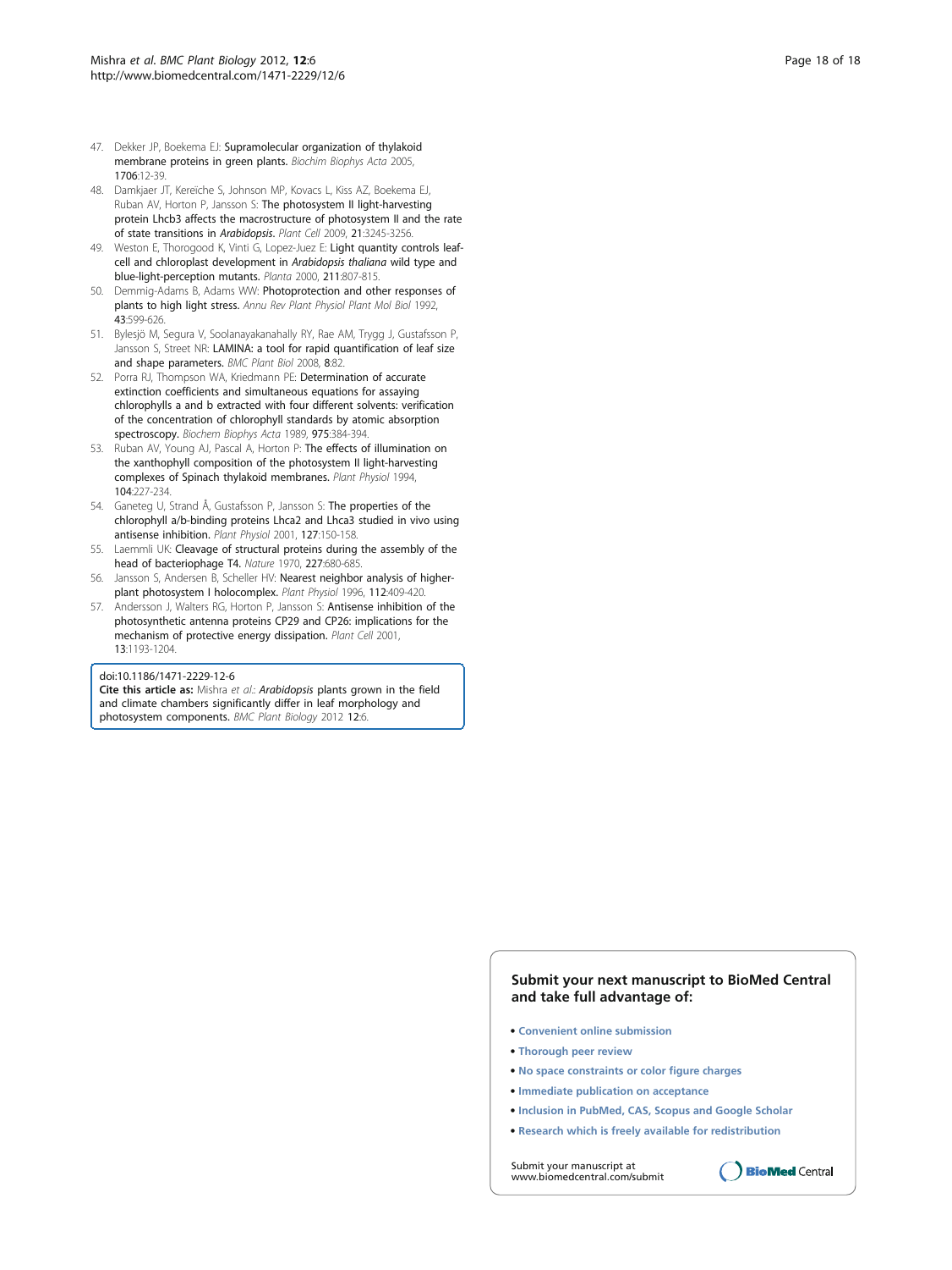47. Dekker JP, Boekema EJ: **Supramolecular organization of thylakoid membrane proteins in green plants.** *Biochim Biophys Acta* 2005, **1706**:12-39.
48. Damkjaer JT, Kereïche S, Johnson MP, Kovacs L, Kiss AZ, Boekema EJ, Ruban AV, Horton P, Jansson S: **The photosystem II light-harvesting protein Lhcb3 affects the macrostructure of photosystem II and the rate of state transitions in *Arabidopsis*.** *Plant Cell* 2009, **21**:3245-3256.
49. Weston E, Thorogood K, Vinti G, Lopez-Juez E: **Light quantity controls leaf-cell and chloroplast development in *Arabidopsis thaliana* wild type and blue-light-perception mutants.** *Planta* 2000, **211**:807-815.
50. Demmig-Adams B, Adams WW: **Photoprotection and other responses of plants to high light stress.** *Annu Rev Plant Physiol Plant Mol Biol* 1992, **43**:599-626.
51. Bylesjö M, Segura V, Soolanayakanahally RY, Rae AM, Trygg J, Gustafsson P, Jansson S, Street NR: **LAMINA: a tool for rapid quantification of leaf size and shape parameters.** *BMC Plant Biol* 2008, **8**:82.
52. Porra RJ, Thompson WA, Kriedmann PE: **Determination of accurate extinction coefficients and simultaneous equations for assaying chlorophylls a and b extracted with four different solvents: verification of the concentration of chlorophyll standards by atomic absorption spectroscopy.** *Biochem Biophys Acta* 1989, **975**:384-394.
53. Ruban AV, Young AJ, Pascal A, Horton P: **The effects of illumination on the xanthophyll composition of the photosystem II light-harvesting complexes of Spinach thylakoid membranes.** *Plant Physiol* 1994, **104**:227-234.
54. Ganeteg U, Strand Å, Gustafsson P, Jansson S: **The properties of the chlorophyll a/b-binding proteins Lhca2 and Lhca3 studied in vivo using antisense inhibition.** *Plant Physiol* 2001, **127**:150-158.
55. Laemmli UK: **Cleavage of structural proteins during the assembly of the head of bacteriophage T4.** *Nature* 1970, **227**:680-685.
56. Jansson S, Andersen B, Scheller HV: **Nearest neighbor analysis of higher-plant photosystem I holocomplex.** *Plant Physiol* 1996, **112**:409-420.
57. Andersson J, Walters RG, Horton P, Jansson S: **Antisense inhibition of the photosynthetic antenna proteins CP29 and CP26: implications for the mechanism of protective energy dissipation.** *Plant Cell* 2001, **13**:1193-1204.

doi:10.1186/1471-2229-12-6

**Cite this article as:** Mishra *et al.*: *Arabidopsis* plants grown in the field and climate chambers significantly differ in leaf morphology and photosystem components. *BMC Plant Biology* 2012 **12**:6.

**Submit your next manuscript to BioMed Central and take full advantage of:**

- **Convenient online submission**
- **Thorough peer review**
- **No space constraints or color figure charges**
- **Immediate publication on acceptance**
- **Inclusion in PubMed, CAS, Scopus and Google Scholar**
- **Research which is freely available for redistribution**

Submit your manuscript at
www.biomedcentral.com/submit

BioMed Central